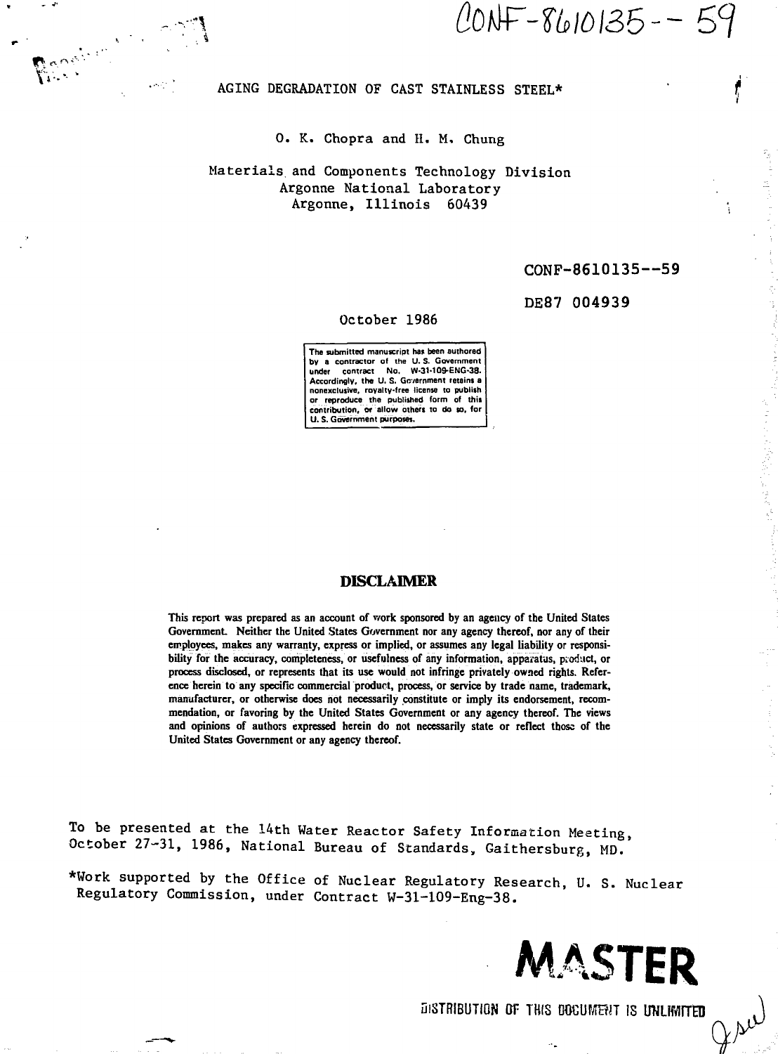CONF-8610135--59

# AGING DEGRADATION OF CAST STAINLESS STEEL*

O. K. Chopra and H. M. Chung

Materials and Components Technology Division
Argonne National Laboratory
Argonne, Illinois 60439

CONF-8610135--59

DE87 004939

October 1986

The submitted manuscript has been authored by a contractor of the U. S. Government under contract No. W-31-109-ENG-38. Accordingly, the U. S. Government retains a nonexclusive, royalty-free license to publish or reproduce the published form of this contribution, or allow others to do so, for U. S. Government purposes.

## DISCLAIMER

This report was prepared as an account of work sponsored by an agency of the United States Government. Neither the United States Government nor any agency thereof, nor any of their employees, makes any warranty, express or implied, or assumes any legal liability or responsibility for the accuracy, completeness, or usefulness of any information, apparatus, product, or process disclosed, or represents that its use would not infringe privately owned rights. Reference herein to any specific commercial product, process, or service by trade name, trademark, manufacturer, or otherwise does not necessarily constitute or imply its endorsement, recommendation, or favoring by the United States Government or any agency thereof. The views and opinions of authors expressed herein do not necessarily state or reflect those of the United States Government or any agency thereof.

To be presented at the 14th Water Reactor Safety Information Meeting, October 27-31, 1986, National Bureau of Standards, Gaithersburg, MD.

*Work supported by the Office of Nuclear Regulatory Research, U. S. Nuclear Regulatory Commission, under Contract W-31-109-Eng-38.

MASTER

DISTRIBUTION OF THIS DOCUMENT IS UNLIMITED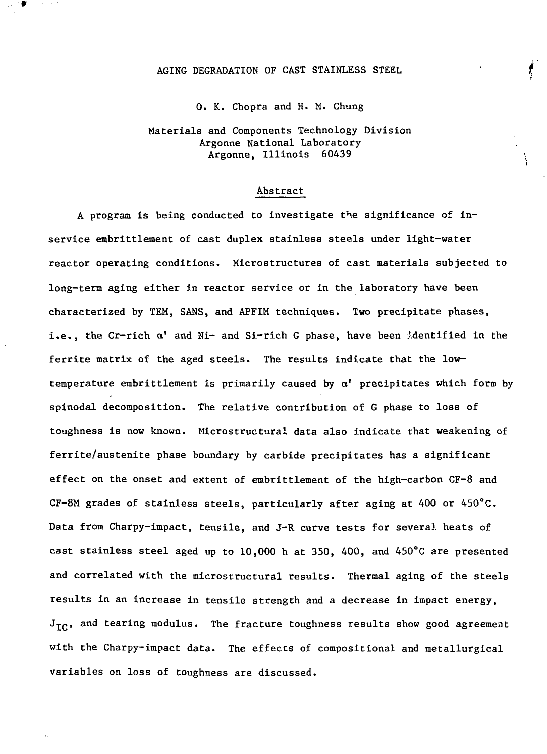# AGING DEGRADATION OF CAST STAINLESS STEEL

O. K. Chopra and H. M. Chung

Materials and Components Technology Division
Argonne National Laboratory
Argonne, Illinois 60439

## Abstract

A program is being conducted to investigate the significance of in-service embrittlement of cast duplex stainless steels under light-water reactor operating conditions. Microstructures of cast materials subjected to long-term aging either in reactor service or in the laboratory have been characterized by TEM, SANS, and APFIM techniques. Two precipitate phases, i.e., the Cr-rich α' and Ni- and Si-rich G phase, have been identified in the ferrite matrix of the aged steels. The results indicate that the low-temperature embrittlement is primarily caused by α' precipitates which form by spinodal decomposition. The relative contribution of G phase to loss of toughness is now known. Microstructural data also indicate that weakening of ferrite/austenite phase boundary by carbide precipitates has a significant effect on the onset and extent of embrittlement of the high-carbon CF-8 and CF-8M grades of stainless steels, particularly after aging at 400 or 450°C. Data from Charpy-impact, tensile, and J-R curve tests for several heats of cast stainless steel aged up to 10,000 h at 350, 400, and 450°C are presented and correlated with the microstructural results. Thermal aging of the steels results in an increase in tensile strength and a decrease in impact energy, $J_{IC}$, and tearing modulus. The fracture toughness results show good agreement with the Charpy-impact data. The effects of compositional and metallurgical variables on loss of toughness are discussed.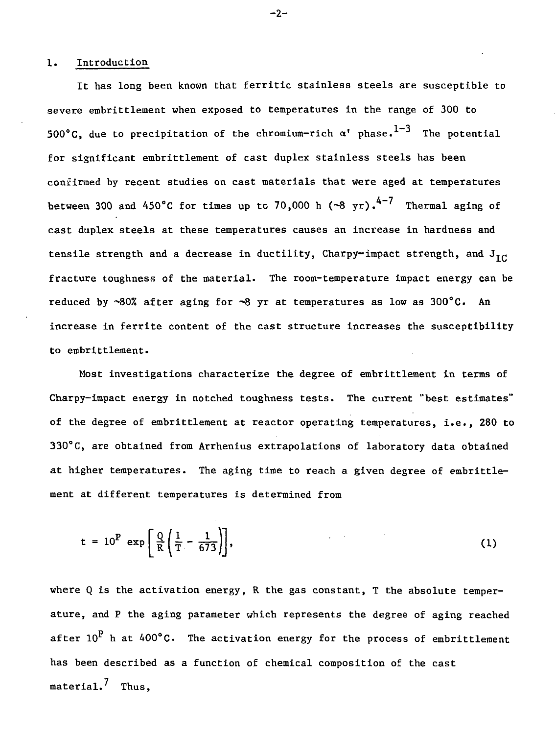## 1. Introduction

It has long been known that ferritic stainless steels are susceptible to severe embrittlement when exposed to temperatures in the range of 300 to 500°C, due to precipitation of the chromium-rich α' phase.[1-3] The potential for significant embrittlement of cast duplex stainless steels has been confirmed by recent studies on cast materials that were aged at temperatures between 300 and 450°C for times up to 70,000 h (~8 yr).[4-7] Thermal aging of cast duplex steels at these temperatures causes an increase in hardness and tensile strength and a decrease in ductility, Charpy-impact strength, and $J_{IC}$ fracture toughness of the material. The room-temperature impact energy can be reduced by ~80% after aging for ~8 yr at temperatures as low as 300°C. An increase in ferrite content of the cast structure increases the susceptibility to embrittlement.

Most investigations characterize the degree of embrittlement in terms of Charpy-impact energy in notched toughness tests. The current "best estimates" of the degree of embrittlement at reactor operating temperatures, i.e., 280 to 330°C, are obtained from Arrhenius extrapolations of laboratory data obtained at higher temperatures. The aging time to reach a given degree of embrittlement at different temperatures is determined from

$$t = 10^P \exp\left[\frac{Q}{R}\left(\frac{1}{T} - \frac{1}{673}\right)\right], \tag{1}$$

where Q is the activation energy, R the gas constant, T the absolute temperature, and P the aging parameter which represents the degree of aging reached after $10^P$ h at 400°C. The activation energy for the process of embrittlement has been described as a function of chemical composition of the cast material.[7] Thus,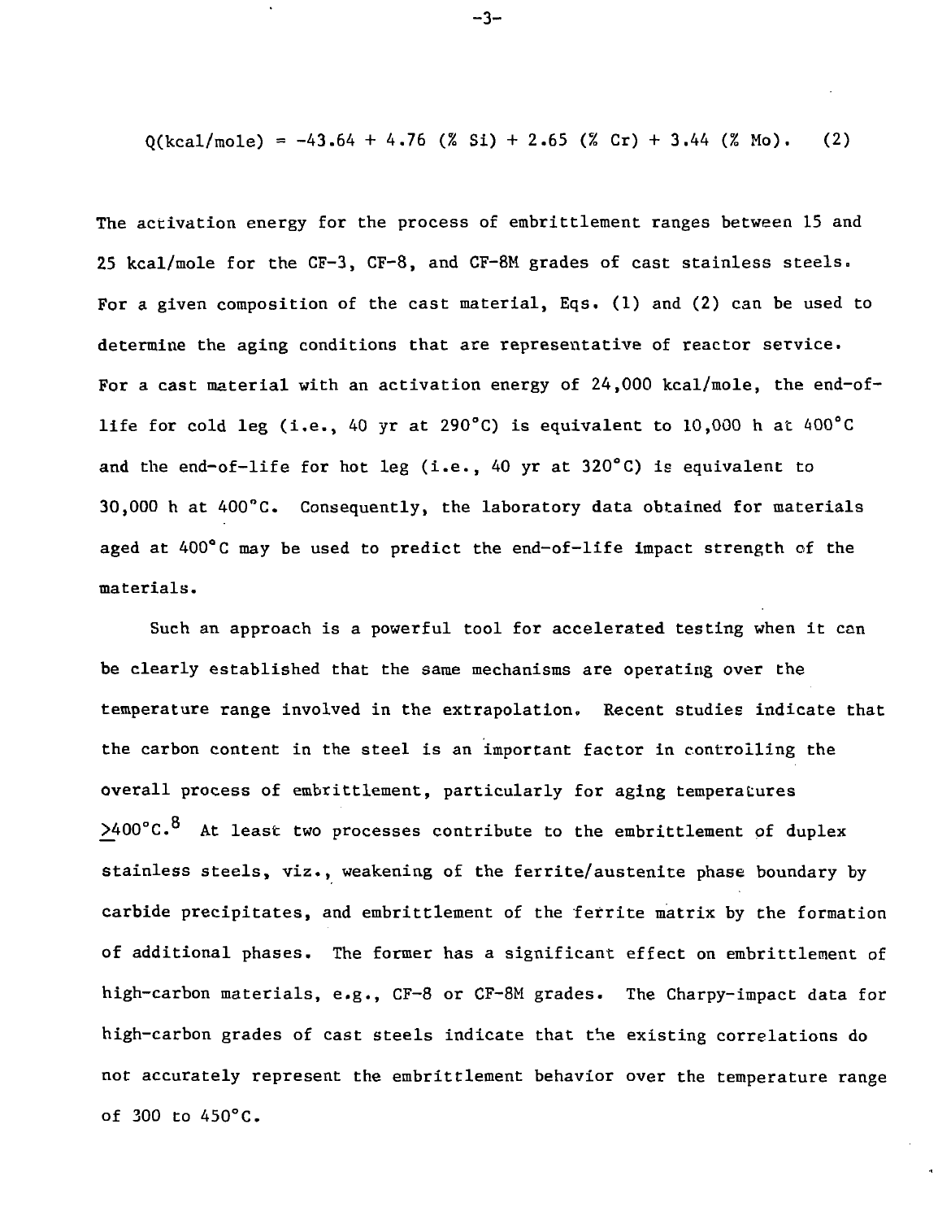$$Q(\text{kcal/mole}) = -43.64 + 4.76\ (\%\ \text{Si}) + 2.65\ (\%\ \text{Cr}) + 3.44\ (\%\ \text{Mo}). \qquad (2)$$

The activation energy for the process of embrittlement ranges between 15 and 25 kcal/mole for the CF-3, CF-8, and CF-8M grades of cast stainless steels. For a given composition of the cast material, Eqs. (1) and (2) can be used to determine the aging conditions that are representative of reactor service. For a cast material with an activation energy of 24,000 kcal/mole, the end-of-life for cold leg (i.e., 40 yr at 290°C) is equivalent to 10,000 h at 400°C and the end-of-life for hot leg (i.e., 40 yr at 320°C) is equivalent to 30,000 h at 400°C. Consequently, the laboratory data obtained for materials aged at 400°C may be used to predict the end-of-life impact strength of the materials.

Such an approach is a powerful tool for accelerated testing when it can be clearly established that the same mechanisms are operating over the temperature range involved in the extrapolation. Recent studies indicate that the carbon content in the steel is an important factor in controlling the overall process of embrittlement, particularly for aging temperatures $\geq$400°C.[8] At least two processes contribute to the embrittlement of duplex stainless steels, viz., weakening of the ferrite/austenite phase boundary by carbide precipitates, and embrittlement of the ferrite matrix by the formation of additional phases. The former has a significant effect on embrittlement of high-carbon materials, e.g., CF-8 or CF-8M grades. The Charpy-impact data for high-carbon grades of cast steels indicate that the existing correlations do not accurately represent the embrittlement behavior over the temperature range of 300 to 450°C.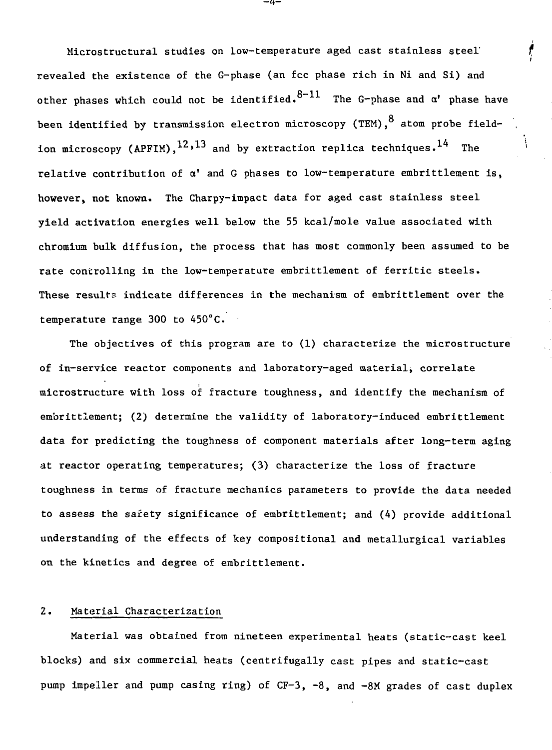Microstructural studies on low-temperature aged cast stainless steel revealed the existence of the G-phase (an fcc phase rich in Ni and Si) and other phases which could not be identified.[8-11] The G-phase and α' phase have been identified by transmission electron microscopy (TEM),[8] atom probe field-ion microscopy (APFIM),[12,13] and by extraction replica techniques.[14] The relative contribution of α' and G phases to low-temperature embrittlement is, however, not known. The Charpy-impact data for aged cast stainless steel yield activation energies well below the 55 kcal/mole value associated with chromium bulk diffusion, the process that has most commonly been assumed to be rate controlling in the low-temperature embrittlement of ferritic steels. These results indicate differences in the mechanism of embrittlement over the temperature range 300 to 450°C.

The objectives of this program are to (1) characterize the microstructure of in-service reactor components and laboratory-aged material, correlate microstructure with loss of fracture toughness, and identify the mechanism of embrittlement; (2) determine the validity of laboratory-induced embrittlement data for predicting the toughness of component materials after long-term aging at reactor operating temperatures; (3) characterize the loss of fracture toughness in terms of fracture mechanics parameters to provide the data needed to assess the safety significance of embrittlement; and (4) provide additional understanding of the effects of key compositional and metallurgical variables on the kinetics and degree of embrittlement.

## 2. Material Characterization

Material was obtained from nineteen experimental heats (static-cast keel blocks) and six commercial heats (centrifugally cast pipes and static-cast pump impeller and pump casing ring) of CF-3, -8, and -8M grades of cast duplex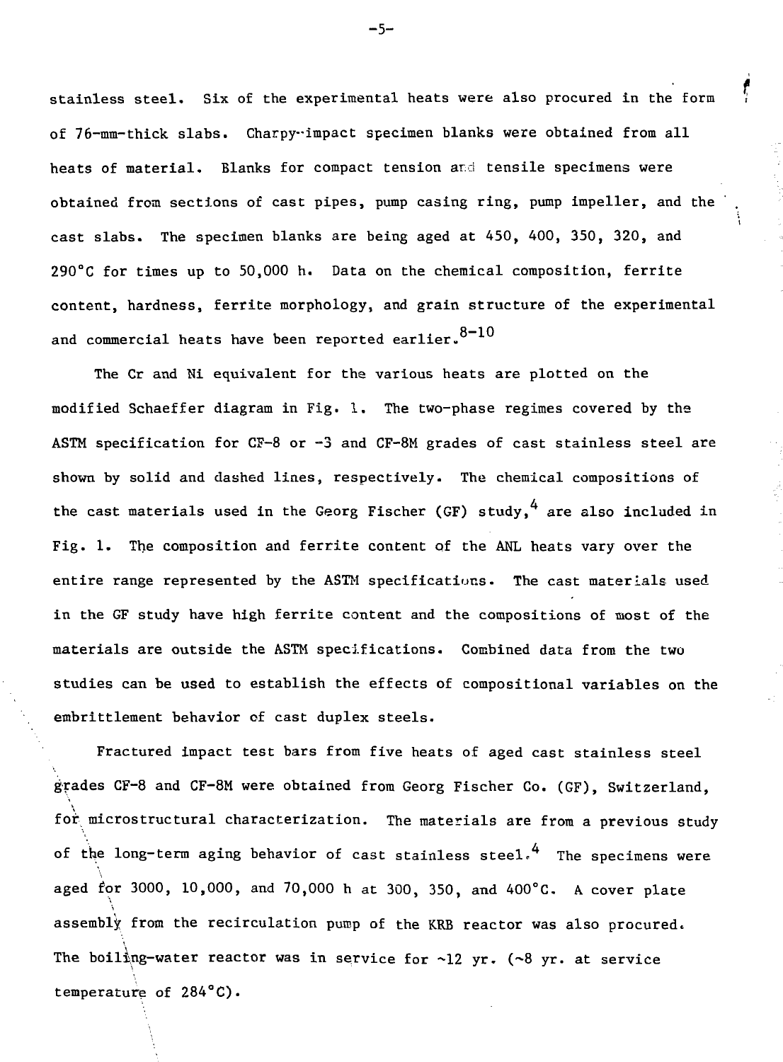stainless steel. Six of the experimental heats were also procured in the form of 76-mm-thick slabs. Charpy-impact specimen blanks were obtained from all heats of material. Blanks for compact tension and tensile specimens were obtained from sections of cast pipes, pump casing ring, pump impeller, and the cast slabs. The specimen blanks are being aged at 450, 400, 350, 320, and 290°C for times up to 50,000 h. Data on the chemical composition, ferrite content, hardness, ferrite morphology, and grain structure of the experimental and commercial heats have been reported earlier.[8-10]

The Cr and Ni equivalent for the various heats are plotted on the modified Schaeffer diagram in Fig. 1. The two-phase regimes covered by the ASTM specification for CF-8 or -3 and CF-8M grades of cast stainless steel are shown by solid and dashed lines, respectively. The chemical compositions of the cast materials used in the Georg Fischer (GF) study,[4] are also included in Fig. 1. The composition and ferrite content of the ANL heats vary over the entire range represented by the ASTM specifications. The cast materials used in the GF study have high ferrite content and the compositions of most of the materials are outside the ASTM specifications. Combined data from the two studies can be used to establish the effects of compositional variables on the embrittlement behavior of cast duplex steels.

Fractured impact test bars from five heats of aged cast stainless steel grades CF-8 and CF-8M were obtained from Georg Fischer Co. (GF), Switzerland, for microstructural characterization. The materials are from a previous study of the long-term aging behavior of cast stainless steel.[4] The specimens were aged for 3000, 10,000, and 70,000 h at 300, 350, and 400°C. A cover plate assembly from the recirculation pump of the KRB reactor was also procured. The boiling-water reactor was in service for ~12 yr. (~8 yr. at service temperature of 284°C).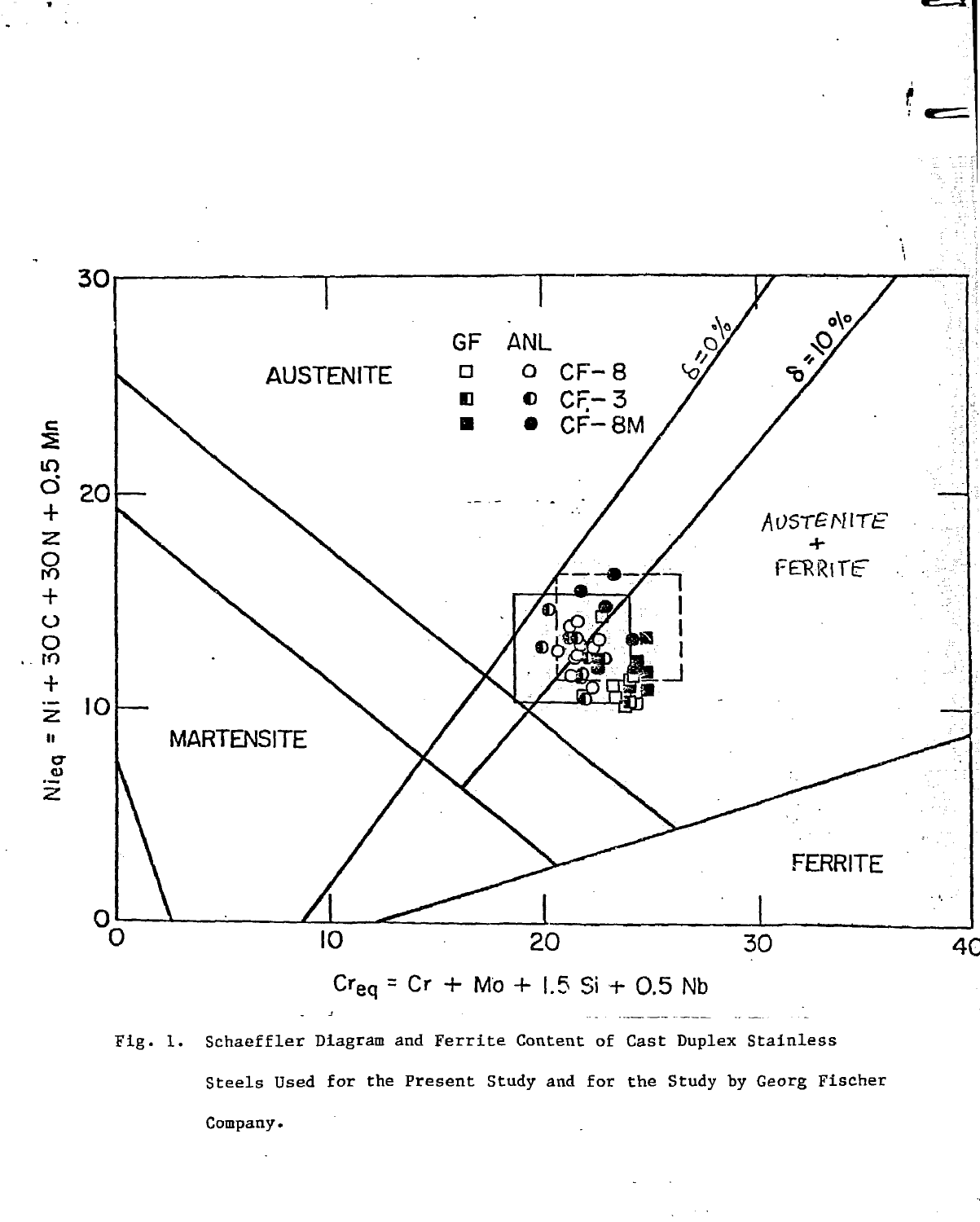Fig. 1. Schaeffler Diagram and Ferrite Content of Cast Duplex Stainless Steels Used for the Present Study and for the Study by Georg Fischer Company.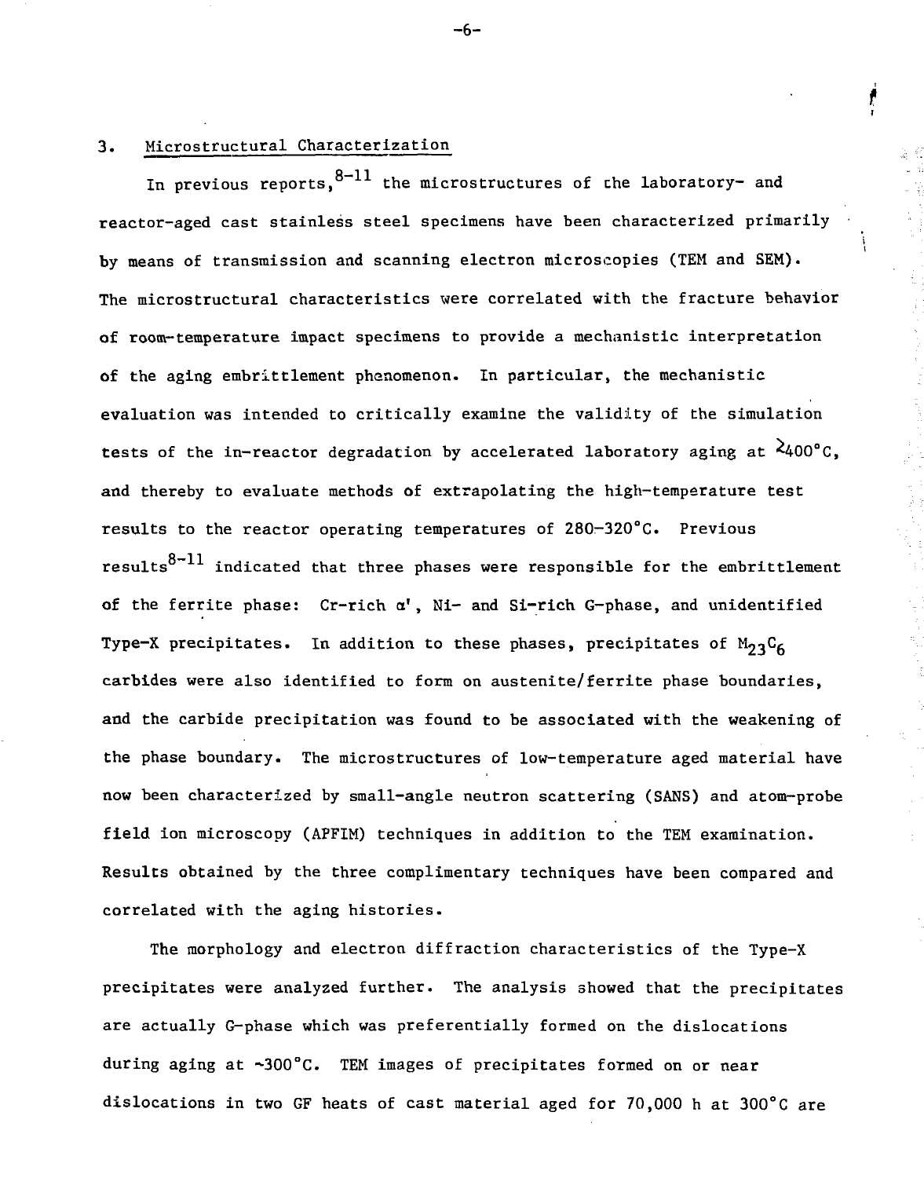## 3. Microstructural Characterization

In previous reports,[8-11] the microstructures of the laboratory- and reactor-aged cast stainless steel specimens have been characterized primarily by means of transmission and scanning electron microscopies (TEM and SEM). The microstructural characteristics were correlated with the fracture behavior of room-temperature impact specimens to provide a mechanistic interpretation of the aging embrittlement phenomenon. In particular, the mechanistic evaluation was intended to critically examine the validity of the simulation tests of the in-reactor degradation by accelerated laboratory aging at $\gtrsim$400°C, and thereby to evaluate methods of extrapolating the high-temperature test results to the reactor operating temperatures of 280–320°C. Previous results[8-11] indicated that three phases were responsible for the embrittlement of the ferrite phase: Cr-rich α', Ni- and Si-rich G-phase, and unidentified Type-X precipitates. In addition to these phases, precipitates of $M_{23}C_6$ carbides were also identified to form on austenite/ferrite phase boundaries, and the carbide precipitation was found to be associated with the weakening of the phase boundary. The microstructures of low-temperature aged material have now been characterized by small-angle neutron scattering (SANS) and atom-probe field ion microscopy (APFIM) techniques in addition to the TEM examination. Results obtained by the three complimentary techniques have been compared and correlated with the aging histories.

The morphology and electron diffraction characteristics of the Type-X precipitates were analyzed further. The analysis showed that the precipitates are actually G-phase which was preferentially formed on the dislocations during aging at ~300°C. TEM images of precipitates formed on or near dislocations in two GF heats of cast material aged for 70,000 h at 300°C are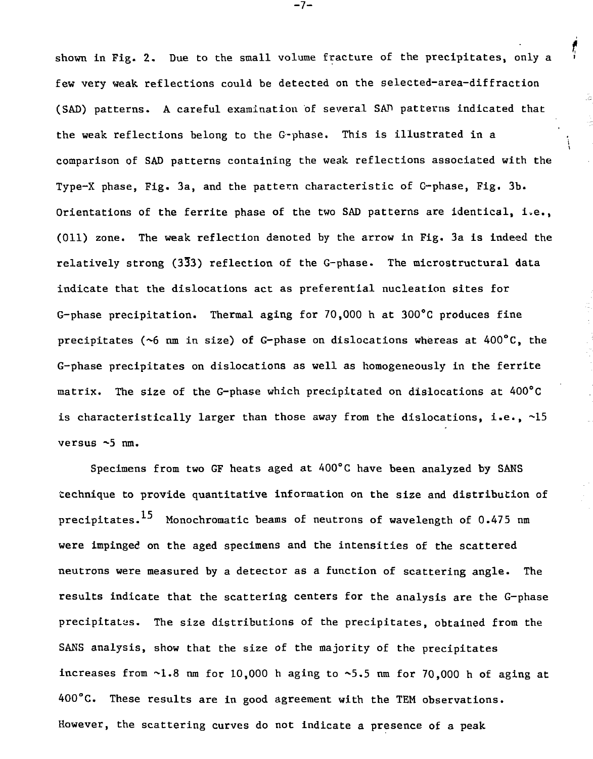shown in Fig. 2. Due to the small volume fracture of the precipitates, only a few very weak reflections could be detected on the selected-area-diffraction (SAD) patterns. A careful examination of several SAD patterns indicated that the weak reflections belong to the G-phase. This is illustrated in a comparison of SAD patterns containing the weak reflections associated with the Type-X phase, Fig. 3a, and the pattern characteristic of G-phase, Fig. 3b. Orientations of the ferrite phase of the two SAD patterns are identical, i.e., (011) zone. The weak reflection denoted by the arrow in Fig. 3a is indeed the relatively strong ($3\bar{3}3$) reflection of the G-phase. The microstructural data indicate that the dislocations act as preferential nucleation sites for G-phase precipitation. Thermal aging for 70,000 h at 300°C produces fine precipitates (~6 nm in size) of G-phase on dislocations whereas at 400°C, the G-phase precipitates on dislocations as well as homogeneously in the ferrite matrix. The size of the G-phase which precipitated on dislocations at 400°C is characteristically larger than those away from the dislocations, i.e., ~15 versus ~5 nm.

Specimens from two GF heats aged at 400°C have been analyzed by SANS technique to provide quantitative information on the size and distribution of precipitates.[15] Monochromatic beams of neutrons of wavelength of 0.475 nm were impinged on the aged specimens and the intensities of the scattered neutrons were measured by a detector as a function of scattering angle. The results indicate that the scattering centers for the analysis are the G-phase precipitates. The size distributions of the precipitates, obtained from the SANS analysis, show that the size of the majority of the precipitates increases from ~1.8 nm for 10,000 h aging to ~5.5 nm for 70,000 h of aging at 400°C. These results are in good agreement with the TEM observations. However, the scattering curves do not indicate a presence of a peak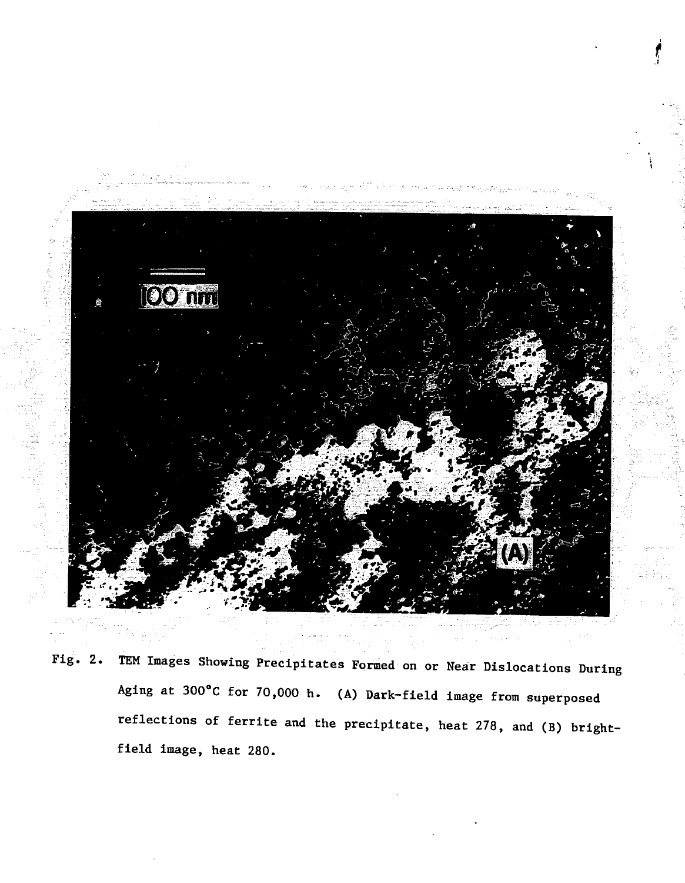Fig. 2. TEM Images Showing Precipitates Formed on or Near Dislocations During Aging at 300°C for 70,000 h. (A) Dark-field image from superposed reflections of ferrite and the precipitate, heat 278, and (B) bright-field image, heat 280.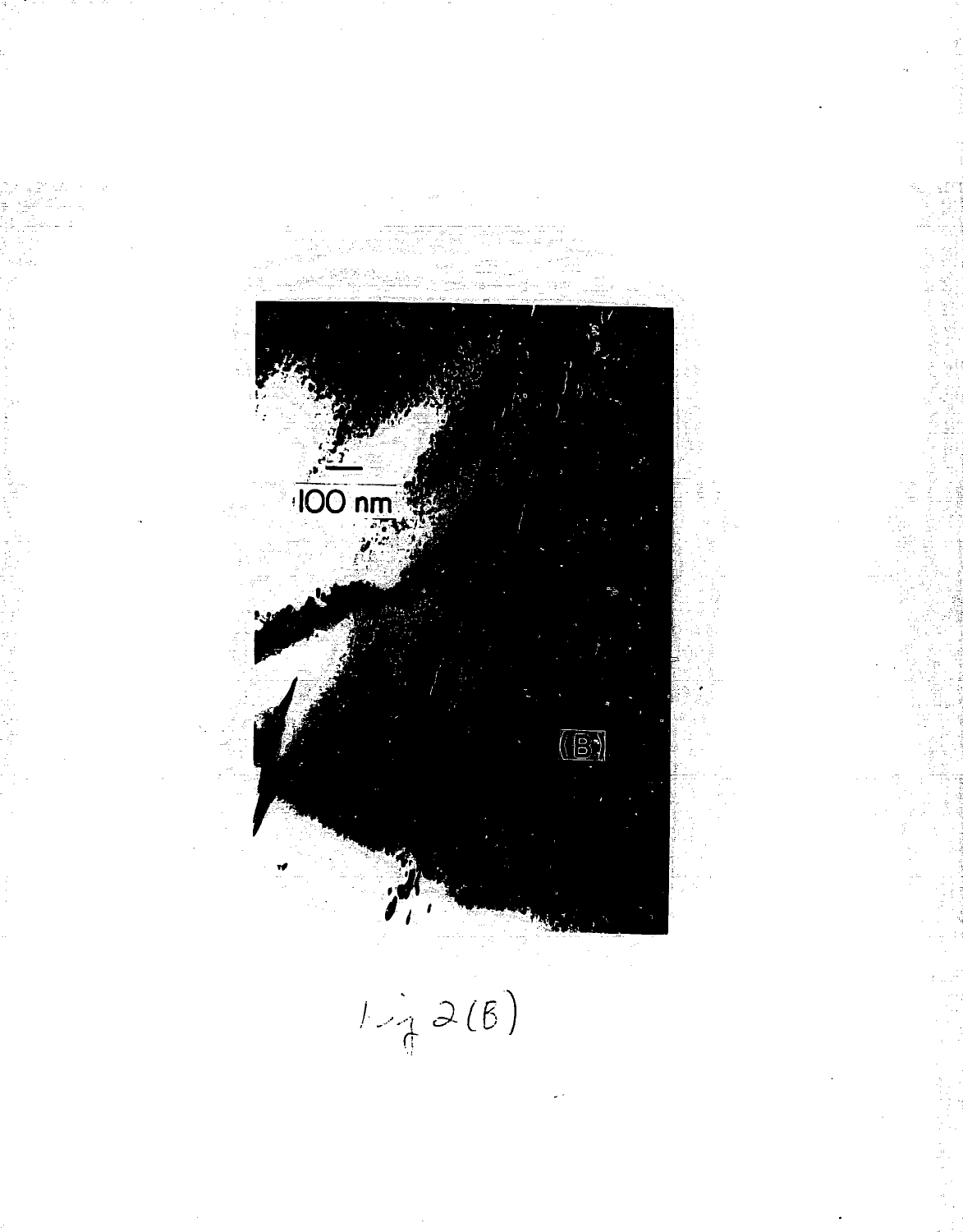Fig 2(B)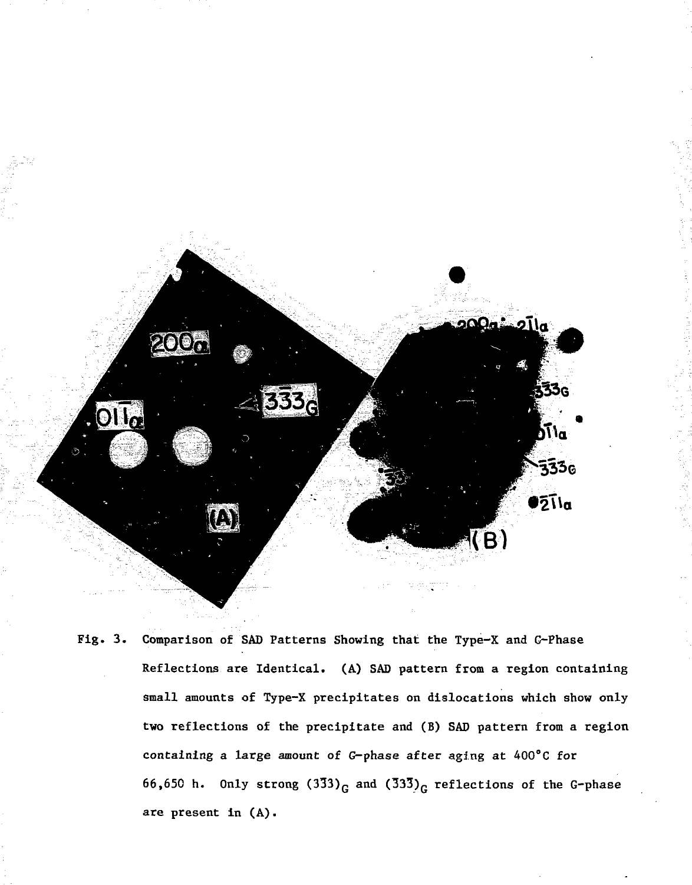Fig. 3. Comparison of SAD Patterns Showing that the Type-X and G-Phase Reflections are Identical. (A) SAD pattern from a region containing small amounts of Type-X precipitates on dislocations which show only two reflections of the precipitate and (B) SAD pattern from a region containing a large amount of G-phase after aging at 400°C for 66,650 h. Only strong $(3\bar{3}3)_G$ and $(\bar{3}3\bar{3})_G$ reflections of the G-phase are present in (A).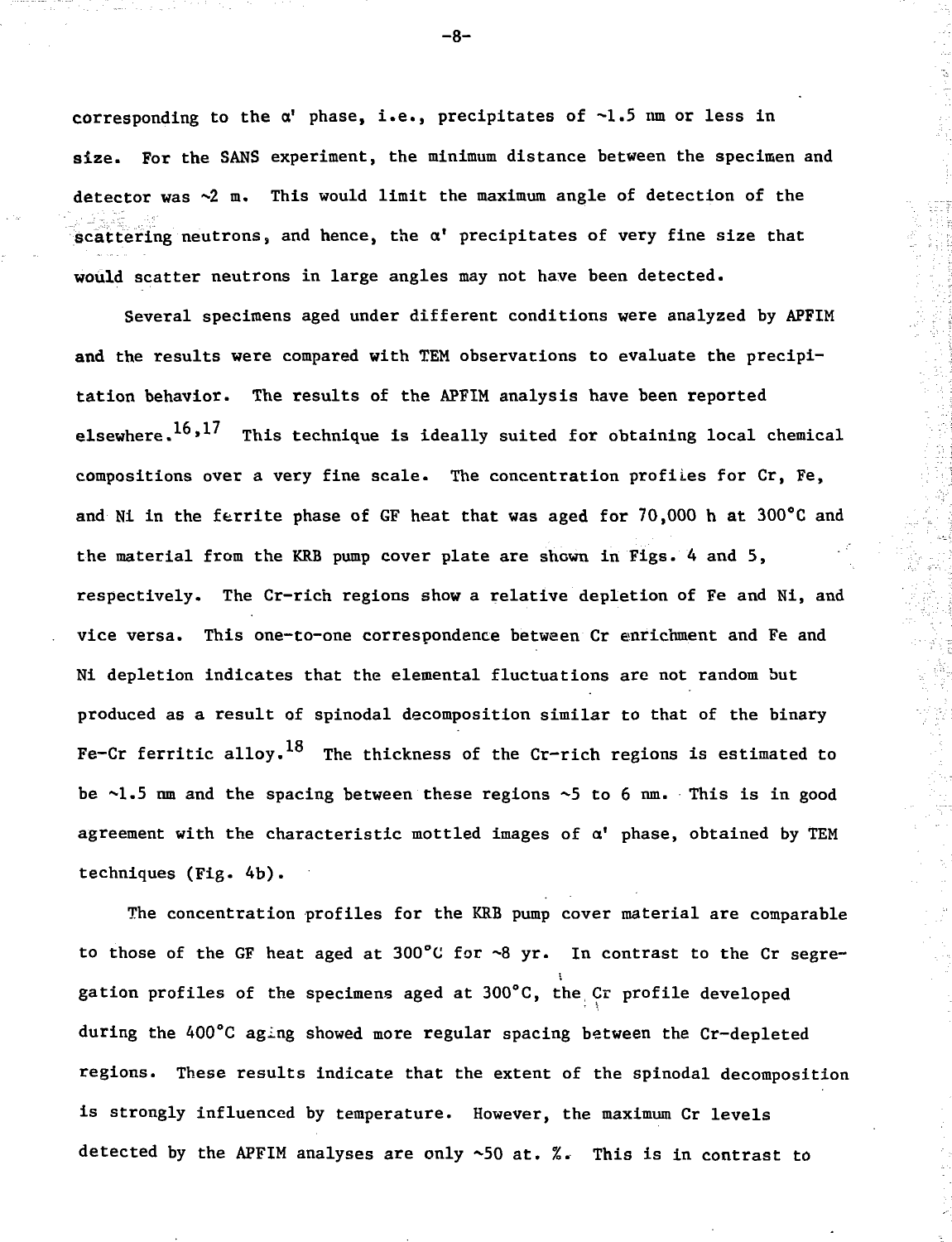corresponding to the α' phase, i.e., precipitates of ~1.5 nm or less in size. For the SANS experiment, the minimum distance between the specimen and detector was ~2 m. This would limit the maximum angle of detection of the scattering neutrons, and hence, the α' precipitates of very fine size that would scatter neutrons in large angles may not have been detected.

Several specimens aged under different conditions were analyzed by APFIM and the results were compared with TEM observations to evaluate the precipitation behavior. The results of the APFIM analysis have been reported elsewhere.[16,17] This technique is ideally suited for obtaining local chemical compositions over a very fine scale. The concentration profiles for Cr, Fe, and Ni in the ferrite phase of GF heat that was aged for 70,000 h at 300°C and the material from the KRB pump cover plate are shown in Figs. 4 and 5, respectively. The Cr-rich regions show a relative depletion of Fe and Ni, and vice versa. This one-to-one correspondence between Cr enrichment and Fe and Ni depletion indicates that the elemental fluctuations are not random but produced as a result of spinodal decomposition similar to that of the binary Fe-Cr ferritic alloy.[18] The thickness of the Cr-rich regions is estimated to be ~1.5 nm and the spacing between these regions ~5 to 6 nm. This is in good agreement with the characteristic mottled images of α' phase, obtained by TEM techniques (Fig. 4b).

The concentration profiles for the KRB pump cover material are comparable to those of the GF heat aged at 300°C for ~8 yr. In contrast to the Cr segregation profiles of the specimens aged at 300°C, the Cr profile developed during the 400°C aging showed more regular spacing between the Cr-depleted regions. These results indicate that the extent of the spinodal decomposition is strongly influenced by temperature. However, the maximum Cr levels detected by the APFIM analyses are only ~50 at. %. This is in contrast to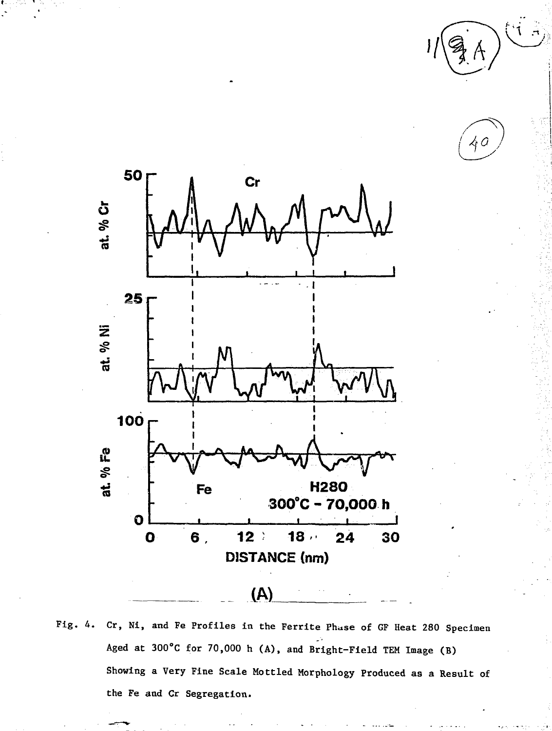Fig. 4. Cr, Ni, and Fe Profiles in the Ferrite Phase of GF Heat 280 Specimen Aged at 300°C for 70,000 h (A), and Bright-Field TEM Image (B) Showing a Very Fine Scale Mottled Morphology Produced as a Result of the Fe and Cr Segregation.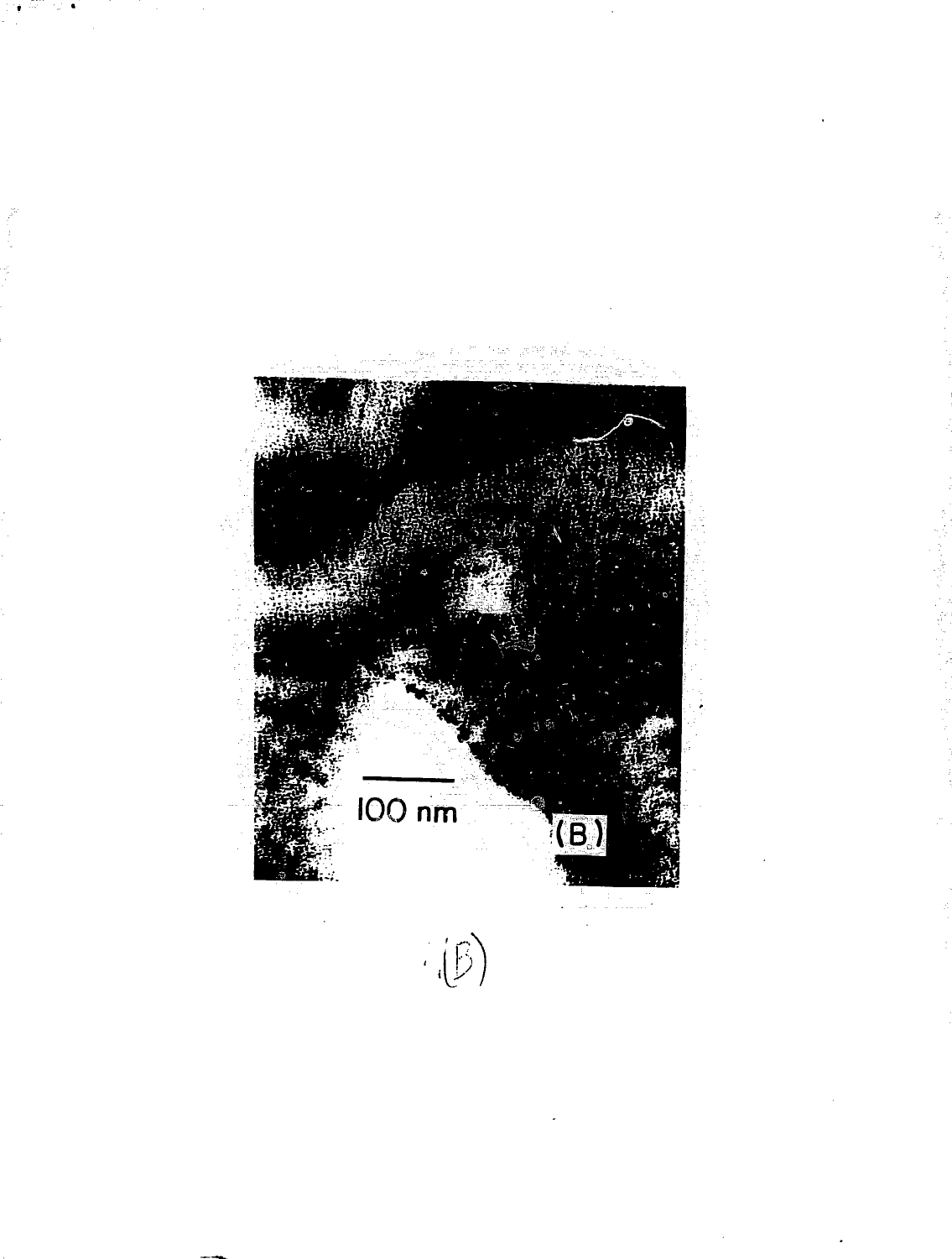(B)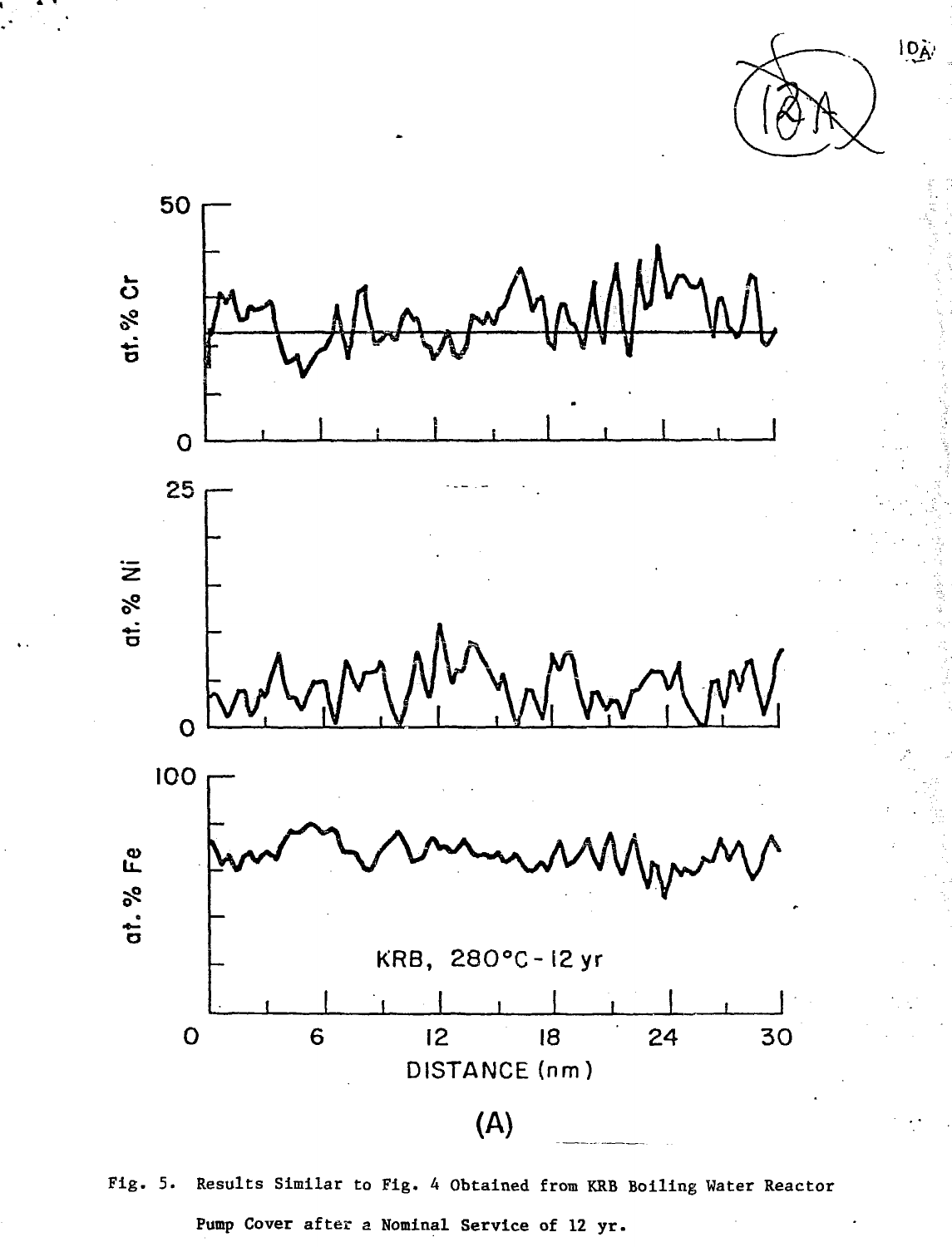Fig. 5. Results Similar to Fig. 4 Obtained from KRB Boiling Water Reactor Pump Cover after a Nominal Service of 12 yr.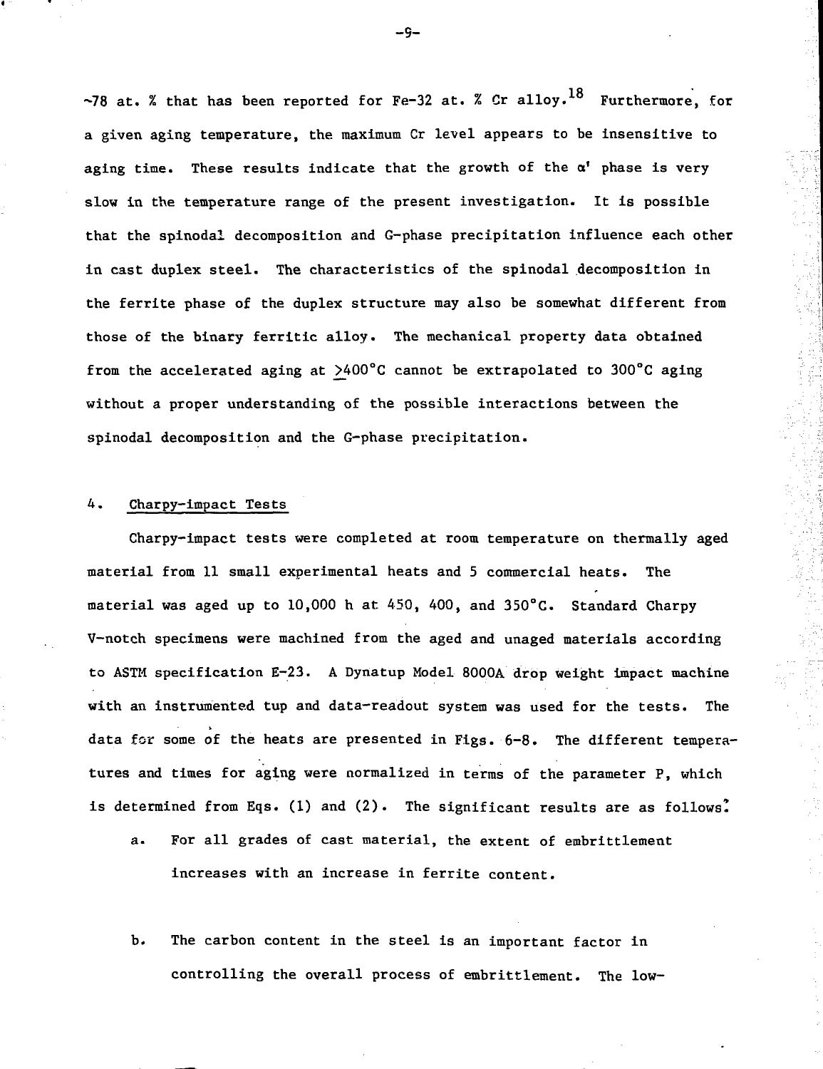~78 at. % that has been reported for Fe-32 at. % Cr alloy.[18] Furthermore, for a given aging temperature, the maximum Cr level appears to be insensitive to aging time. These results indicate that the growth of the α' phase is very slow in the temperature range of the present investigation. It is possible that the spinodal decomposition and G-phase precipitation influence each other in cast duplex steel. The characteristics of the spinodal decomposition in the ferrite phase of the duplex structure may also be somewhat different from those of the binary ferritic alloy. The mechanical property data obtained from the accelerated aging at ≥400°C cannot be extrapolated to 300°C aging without a proper understanding of the possible interactions between the spinodal decomposition and the G-phase precipitation.

4. Charpy-impact Tests

Charpy-impact tests were completed at room temperature on thermally aged material from 11 small experimental heats and 5 commercial heats. The material was aged up to 10,000 h at 450, 400, and 350°C. Standard Charpy V-notch specimens were machined from the aged and unaged materials according to ASTM specification E-23. A Dynatup Model 8000A drop weight impact machine with an instrumented tup and data-readout system was used for the tests. The data for some of the heats are presented in Figs. 6-8. The different temperatures and times for aging were normalized in terms of the parameter P, which is determined from Eqs. (1) and (2). The significant results are as follows:

a. For all grades of cast material, the extent of embrittlement increases with an increase in ferrite content.

b. The carbon content in the steel is an important factor in controlling the overall process of embrittlement. The low-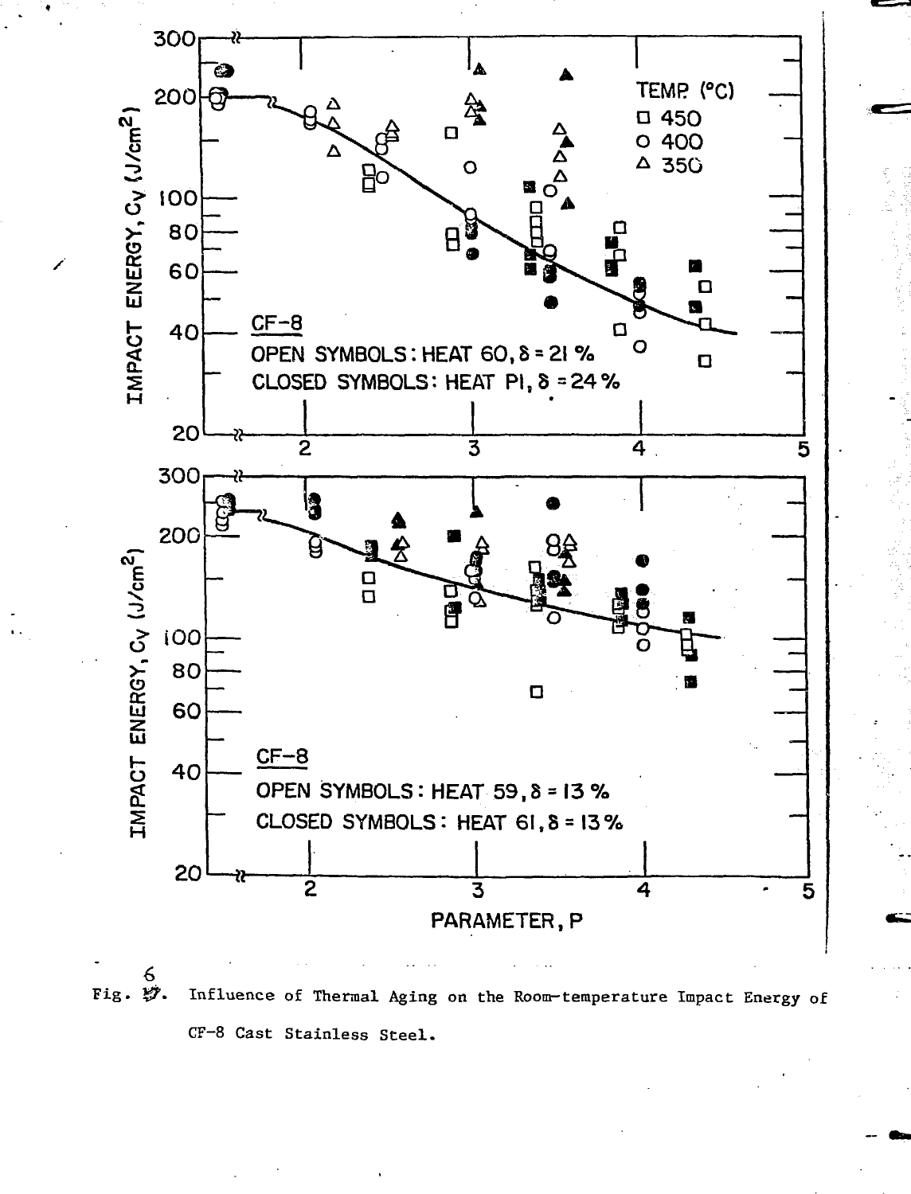Fig. 6. Influence of Thermal Aging on the Room-temperature Impact Energy of CF-8 Cast Stainless Steel.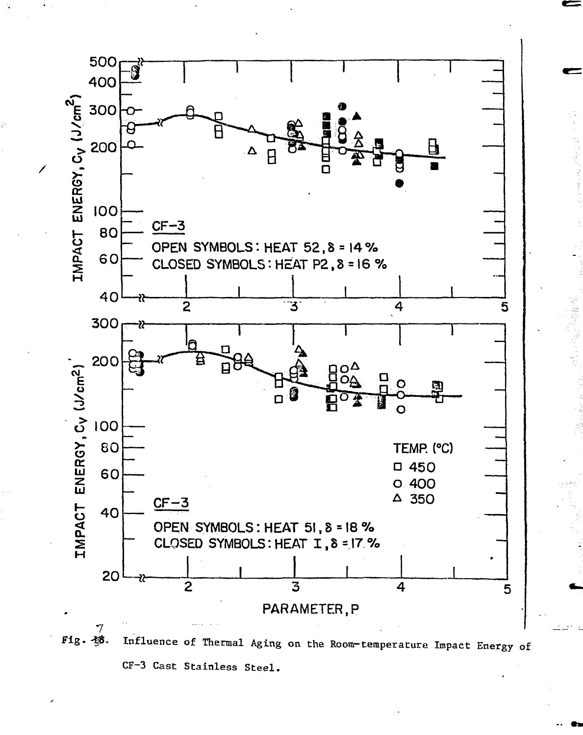Fig. 7. Influence of Thermal Aging on the Room-temperature Impact Energy of CF-3 Cast Stainless Steel.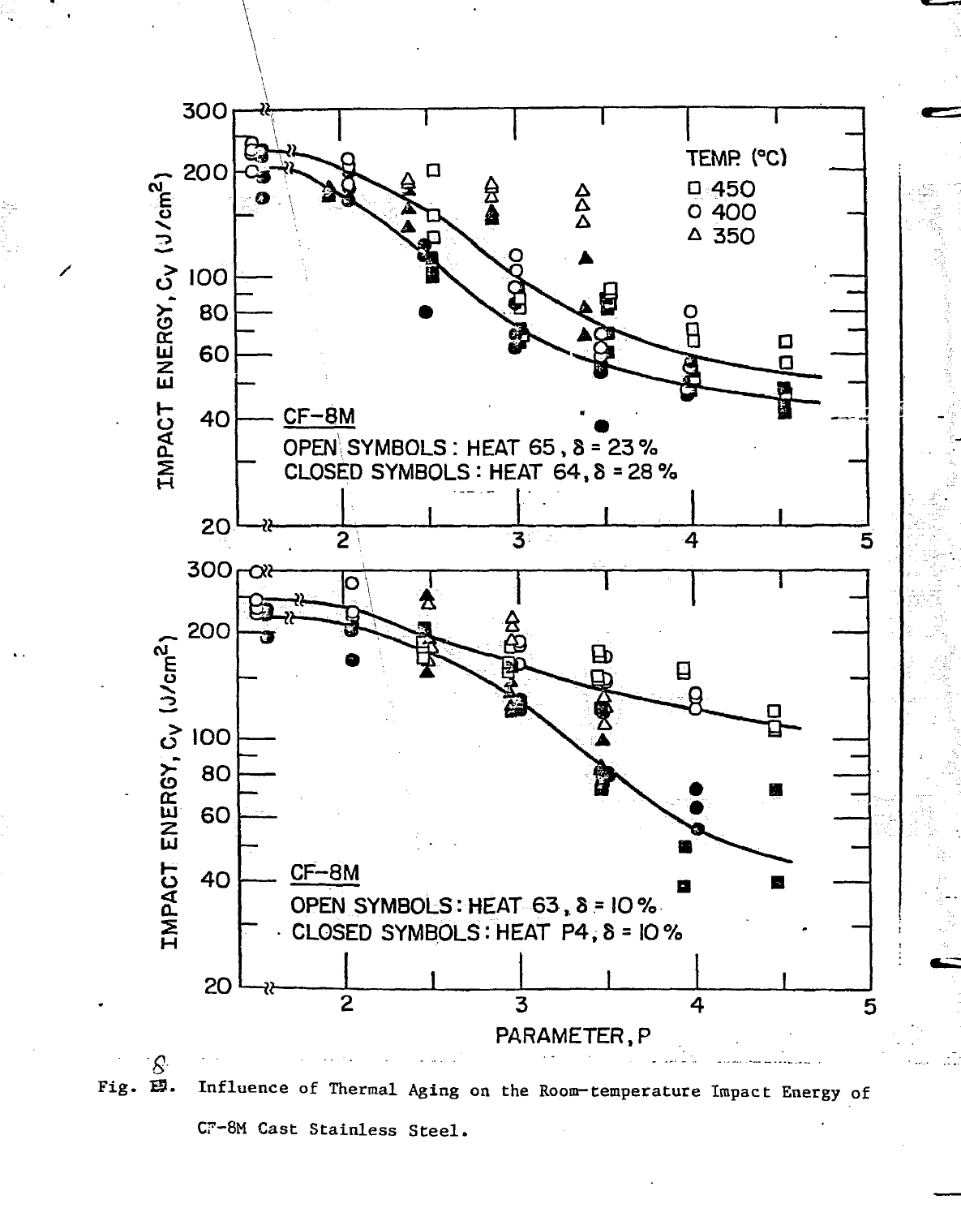Fig. 8. Influence of Thermal Aging on the Room-temperature Impact Energy of CF-8M Cast Stainless Steel.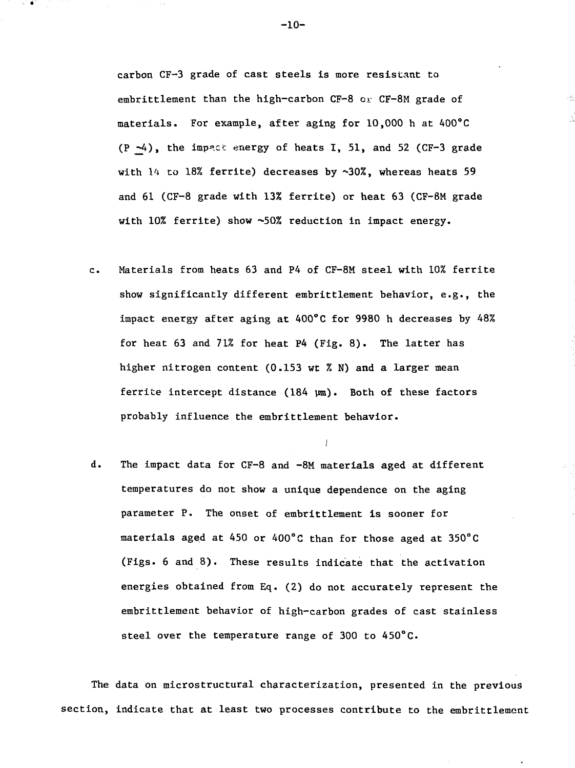carbon CF-3 grade of cast steels is more resistant to embrittlement than the high-carbon CF-8 or CF-8M grade of materials. For example, after aging for 10,000 h at 400°C (P ~4), the impact energy of heats I, 51, and 52 (CF-3 grade with 14 to 18% ferrite) decreases by ~30%, whereas heats 59 and 61 (CF-8 grade with 13% ferrite) or heat 63 (CF-8M grade with 10% ferrite) show ~50% reduction in impact energy.

c. Materials from heats 63 and P4 of CF-8M steel with 10% ferrite show significantly different embrittlement behavior, e.g., the impact energy after aging at 400°C for 9980 h decreases by 48% for heat 63 and 71% for heat P4 (Fig. 8). The latter has higher nitrogen content (0.153 wt % N) and a larger mean ferrite intercept distance (184 μm). Both of these factors probably influence the embrittlement behavior.

d. The impact data for CF-8 and -8M materials aged at different temperatures do not show a unique dependence on the aging parameter P. The onset of embrittlement is sooner for materials aged at 450 or 400°C than for those aged at 350°C (Figs. 6 and 8). These results indicate that the activation energies obtained from Eq. (2) do not accurately represent the embrittlement behavior of high-carbon grades of cast stainless steel over the temperature range of 300 to 450°C.

The data on microstructural characterization, presented in the previous section, indicate that at least two processes contribute to the embrittlement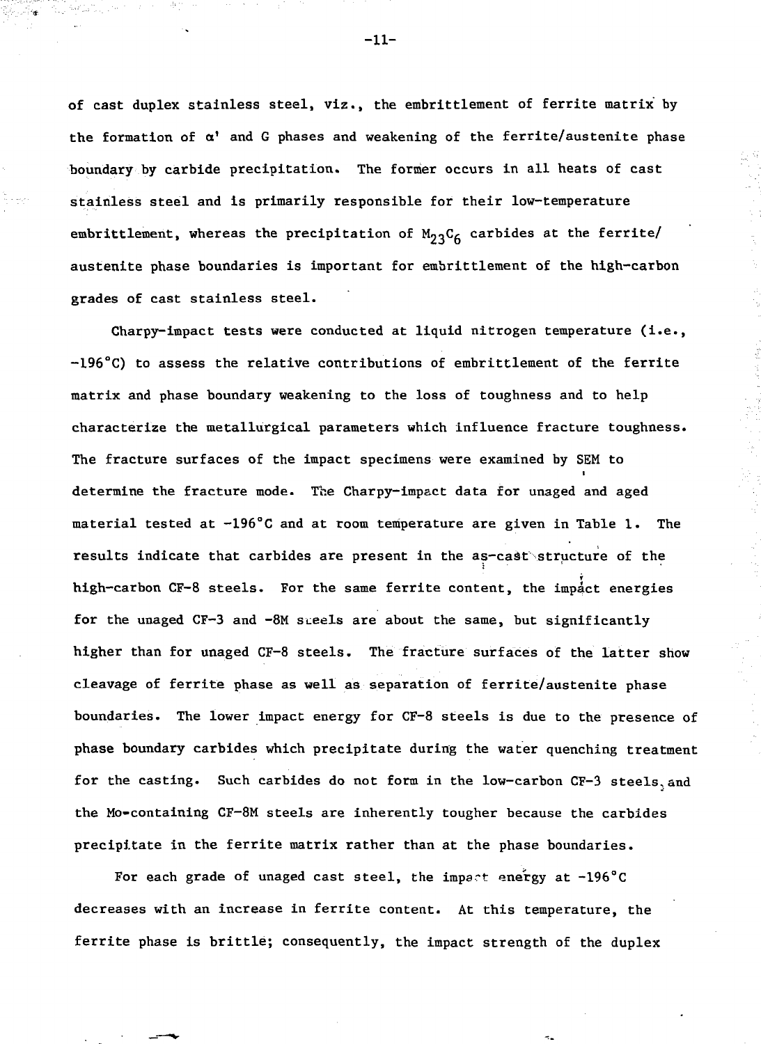of cast duplex stainless steel, viz., the embrittlement of ferrite matrix by the formation of $\alpha'$ and G phases and weakening of the ferrite/austenite phase boundary by carbide precipitation. The former occurs in all heats of cast stainless steel and is primarily responsible for their low-temperature embrittlement, whereas the precipitation of $M_{23}C_6$ carbides at the ferrite/ austenite phase boundaries is important for embrittlement of the high-carbon grades of cast stainless steel.

Charpy-impact tests were conducted at liquid nitrogen temperature (i.e., -196°C) to assess the relative contributions of embrittlement of the ferrite matrix and phase boundary weakening to the loss of toughness and to help characterize the metallurgical parameters which influence fracture toughness. The fracture surfaces of the impact specimens were examined by SEM to determine the fracture mode. The Charpy-impact data for unaged and aged material tested at -196°C and at room temperature are given in Table 1. The results indicate that carbides are present in the as-cast structure of the high-carbon CF-8 steels. For the same ferrite content, the impact energies for the unaged CF-3 and -8M steels are about the same, but significantly higher than for unaged CF-8 steels. The fracture surfaces of the latter show cleavage of ferrite phase as well as separation of ferrite/austenite phase boundaries. The lower impact energy for CF-8 steels is due to the presence of phase boundary carbides which precipitate during the water quenching treatment for the casting. Such carbides do not form in the low-carbon CF-3 steels, and the Mo-containing CF-8M steels are inherently tougher because the carbides precipitate in the ferrite matrix rather than at the phase boundaries.

For each grade of unaged cast steel, the impact energy at -196°C decreases with an increase in ferrite content. At this temperature, the ferrite phase is brittle; consequently, the impact strength of the duplex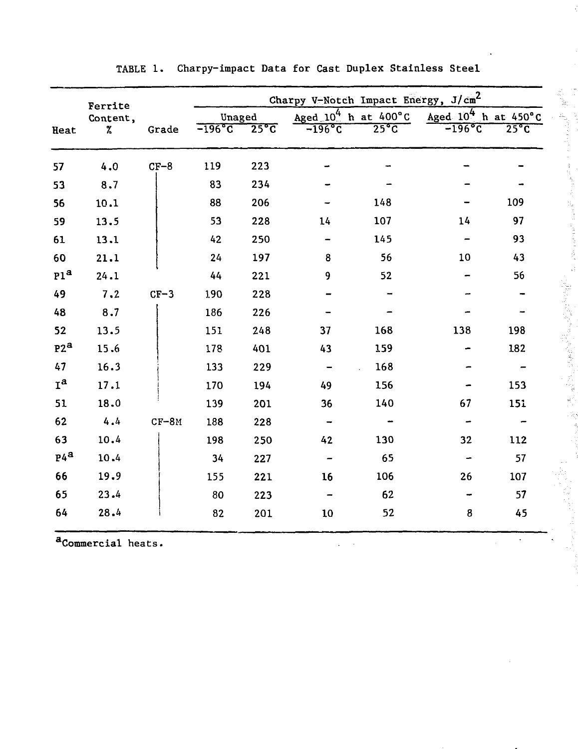TABLE 1. Charpy-impact Data for Cast Duplex Stainless Steel

| Heat | Ferrite Content, % | Grade | Charpy V-Notch Impact Energy, J/cm$^2$ | | | | | |
|---|---|---|---|---|---|---|---|---|
| | | | Unaged | | Aged $10^4$ h at 400°C | | Aged $10^4$ h at 450°C | |
| | | | −196°C | 25°C | −196°C | 25°C | −196°C | 25°C |
| 57 | 4.0 | CF-8 | 119 | 223 | - | - | - | - |
| 53 | 8.7 | | 83 | 234 | - | - | - | - |
| 56 | 10.1 | | 88 | 206 | - | 148 | - | 109 |
| 59 | 13.5 | | 53 | 228 | 14 | 107 | 14 | 97 |
| 61 | 13.1 | | 42 | 250 | - | 145 | - | 93 |
| 60 | 21.1 | | 24 | 197 | 8 | 56 | 10 | 43 |
| P1[a] | 24.1 | | 44 | 221 | 9 | 52 | - | 56 |
| 49 | 7.2 | CF-3 | 190 | 228 | - | - | - | - |
| 48 | 8.7 | | 186 | 226 | - | - | - | - |
| 52 | 13.5 | | 151 | 248 | 37 | 168 | 138 | 198 |
| P2[a] | 15.6 | | 178 | 401 | 43 | 159 | - | 182 |
| 47 | 16.3 | | 133 | 229 | - | 168 | - | - |
| I[a] | 17.1 | | 170 | 194 | 49 | 156 | - | 153 |
| 51 | 18.0 | | 139 | 201 | 36 | 140 | 67 | 151 |
| 62 | 4.4 | CF-8M | 188 | 228 | - | - | - | - |
| 63 | 10.4 | | 198 | 250 | 42 | 130 | 32 | 112 |
| P4[a] | 10.4 | | 34 | 227 | - | 65 | - | 57 |
| 66 | 19.9 | | 155 | 221 | 16 | 106 | 26 | 107 |
| 65 | 23.4 | | 80 | 223 | - | 62 | - | 57 |
| 64 | 28.4 | | 82 | 201 | 10 | 52 | 8 | 45 |

[a]Commercial heats.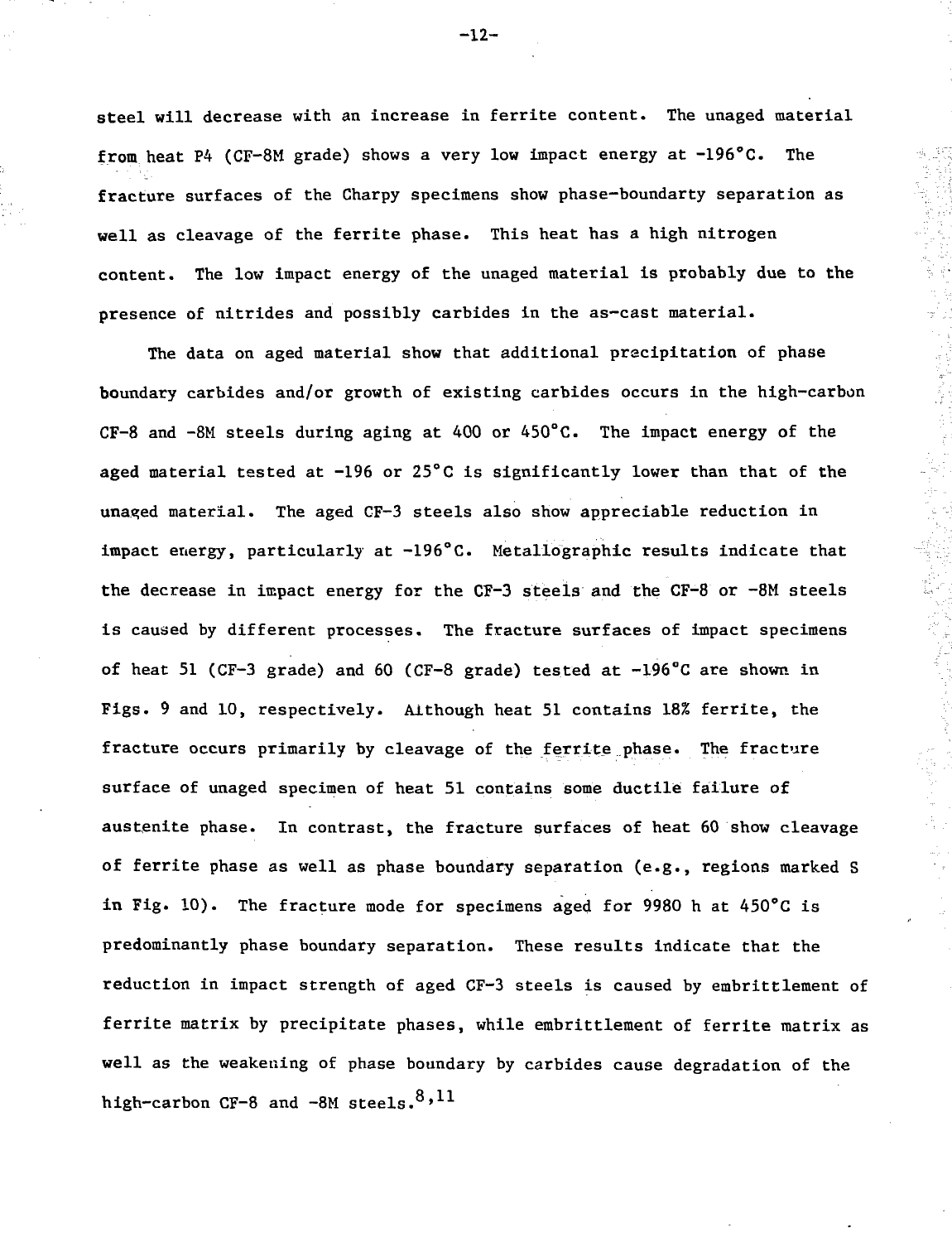steel will decrease with an increase in ferrite content. The unaged material from heat P4 (CF-8M grade) shows a very low impact energy at -196°C. The fracture surfaces of the Charpy specimens show phase-boundarty separation as well as cleavage of the ferrite phase. This heat has a high nitrogen content. The low impact energy of the unaged material is probably due to the presence of nitrides and possibly carbides in the as-cast material.

The data on aged material show that additional precipitation of phase boundary carbides and/or growth of existing carbides occurs in the high-carbon CF-8 and -8M steels during aging at 400 or 450°C. The impact energy of the aged material tested at -196 or 25°C is significantly lower than that of the unaged material. The aged CF-3 steels also show appreciable reduction in impact energy, particularly at -196°C. Metallographic results indicate that the decrease in impact energy for the CF-3 steels and the CF-8 or -8M steels is caused by different processes. The fracture surfaces of impact specimens of heat 51 (CF-3 grade) and 60 (CF-8 grade) tested at -196°C are shown in Figs. 9 and 10, respectively. Although heat 51 contains 18% ferrite, the fracture occurs primarily by cleavage of the ferrite phase. The fracture surface of unaged specimen of heat 51 contains some ductile failure of austenite phase. In contrast, the fracture surfaces of heat 60 show cleavage of ferrite phase as well as phase boundary separation (e.g., regions marked S in Fig. 10). The fracture mode for specimens aged for 9980 h at 450°C is predominantly phase boundary separation. These results indicate that the reduction in impact strength of aged CF-3 steels is caused by embrittlement of ferrite matrix by precipitate phases, while embrittlement of ferrite matrix as well as the weakening of phase boundary by carbides cause degradation of the high-carbon CF-8 and -8M steels.[8,11]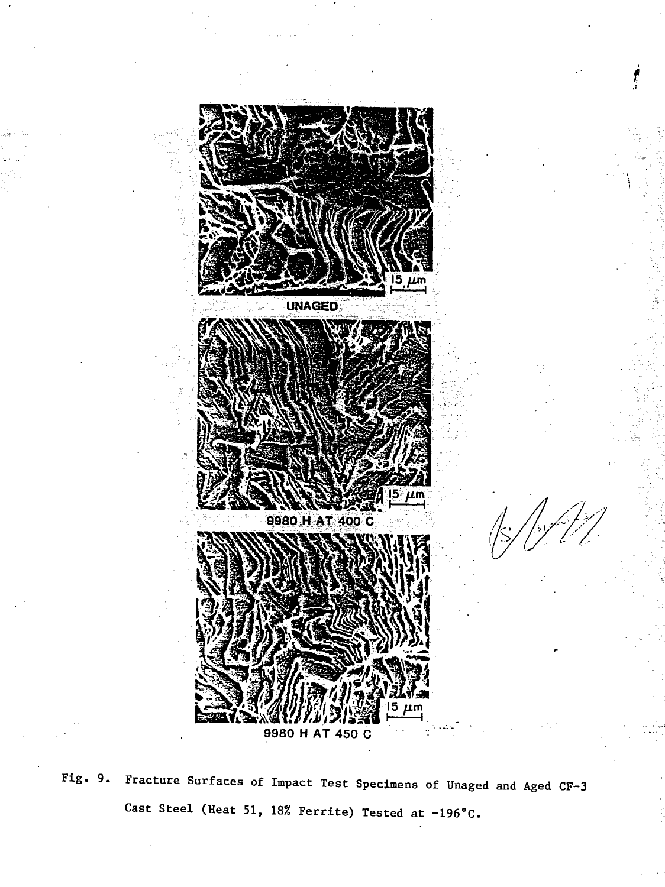UNAGED

9980 H AT 400 C

9980 H AT 450 C

Fig. 9. Fracture Surfaces of Impact Test Specimens of Unaged and Aged CF-3 Cast Steel (Heat 51, 18% Ferrite) Tested at -196°C.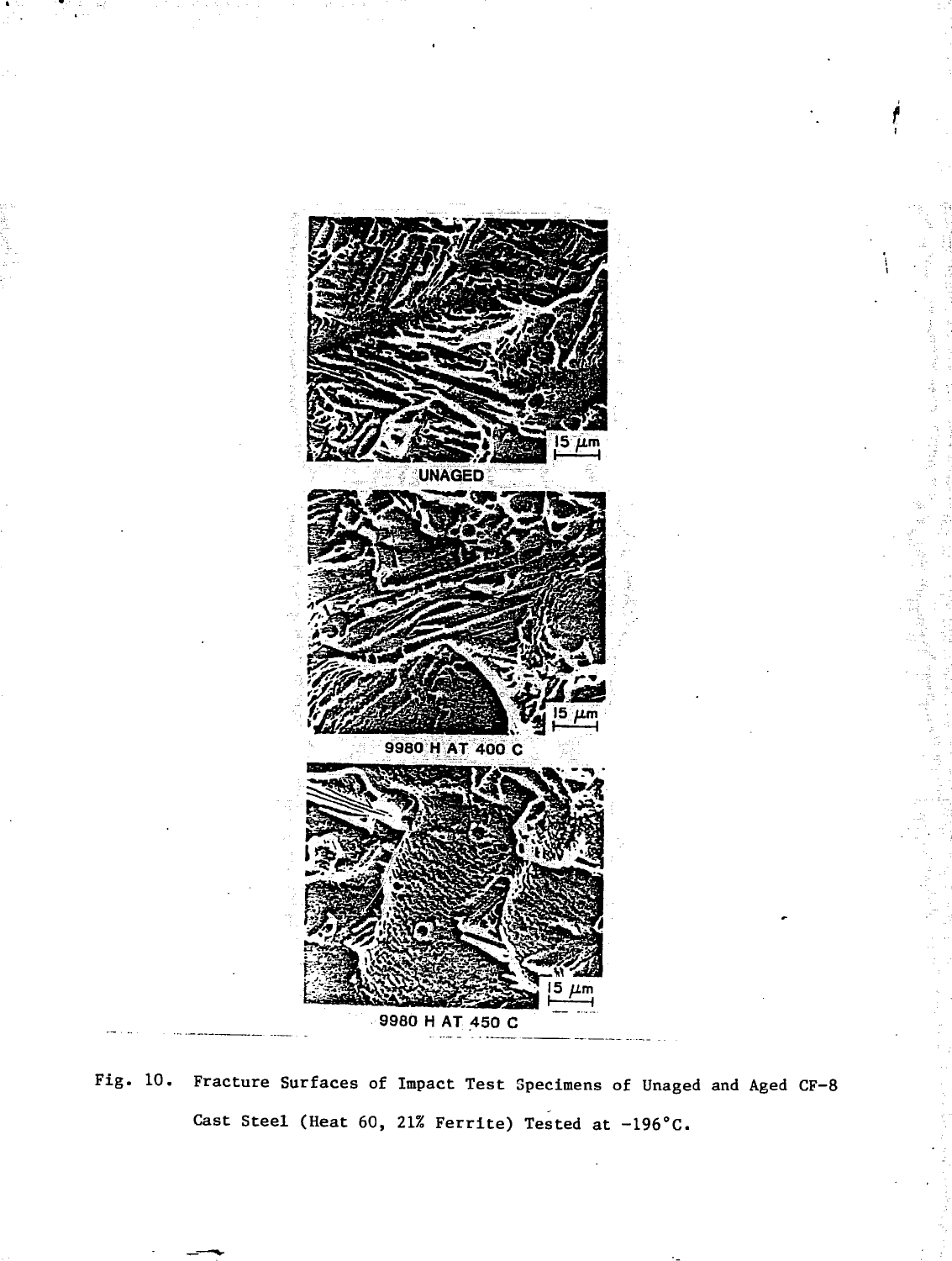UNAGED

9980 H AT 400 C

9980 H AT 450 C

Fig. 10. Fracture Surfaces of Impact Test Specimens of Unaged and Aged CF-8 Cast Steel (Heat 60, 21% Ferrite) Tested at -196°C.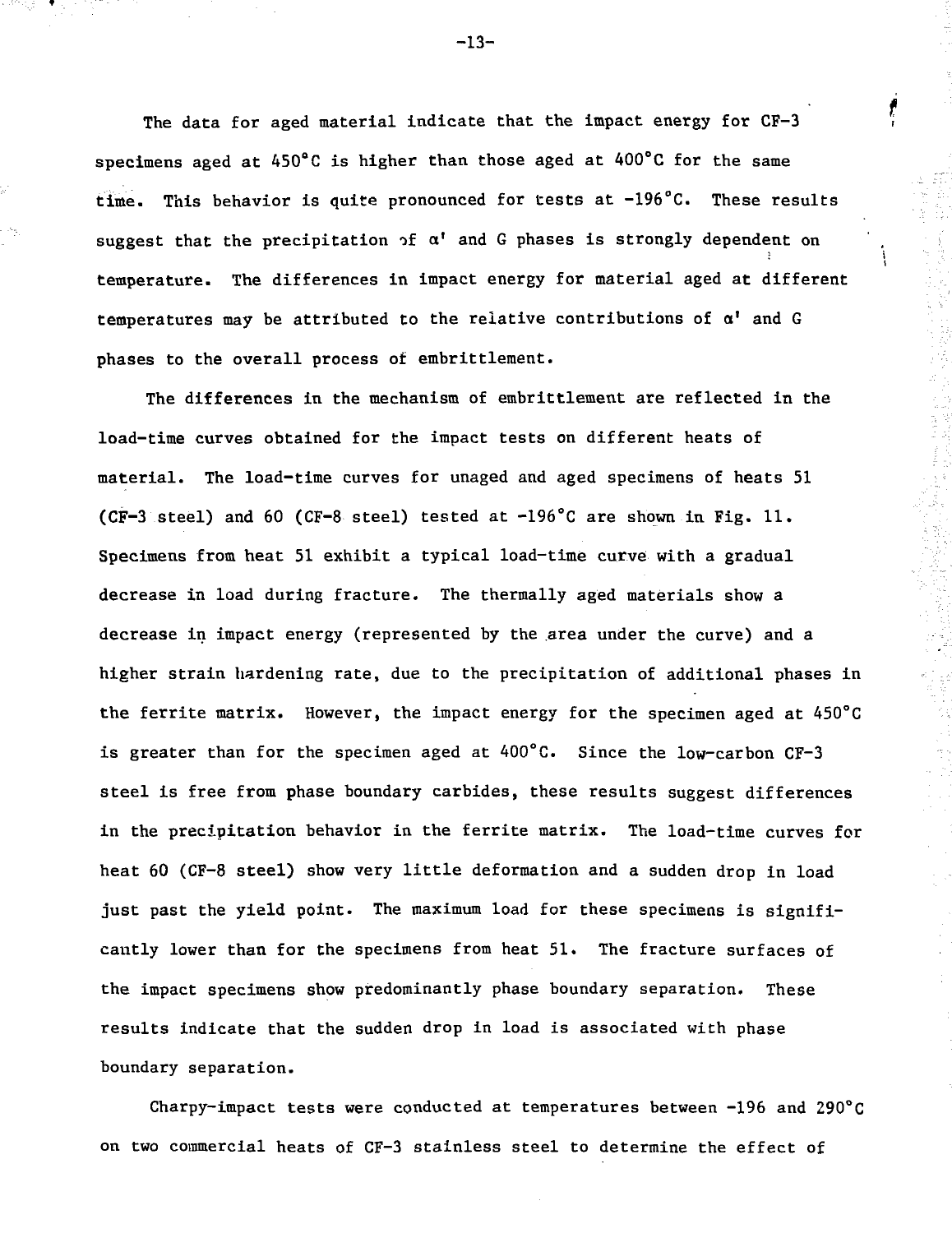The data for aged material indicate that the impact energy for CF-3 specimens aged at 450°C is higher than those aged at 400°C for the same time. This behavior is quite pronounced for tests at -196°C. These results suggest that the precipitation of α' and G phases is strongly dependent on temperature. The differences in impact energy for material aged at different temperatures may be attributed to the relative contributions of α' and G phases to the overall process of embrittlement.

The differences in the mechanism of embrittlement are reflected in the load-time curves obtained for the impact tests on different heats of material. The load-time curves for unaged and aged specimens of heats 51 (CF-3 steel) and 60 (CF-8 steel) tested at -196°C are shown in Fig. 11. Specimens from heat 51 exhibit a typical load-time curve with a gradual decrease in load during fracture. The thermally aged materials show a decrease in impact energy (represented by the area under the curve) and a higher strain hardening rate, due to the precipitation of additional phases in the ferrite matrix. However, the impact energy for the specimen aged at 450°C is greater than for the specimen aged at 400°C. Since the low-carbon CF-3 steel is free from phase boundary carbides, these results suggest differences in the precipitation behavior in the ferrite matrix. The load-time curves for heat 60 (CF-8 steel) show very little deformation and a sudden drop in load just past the yield point. The maximum load for these specimens is significantly lower than for the specimens from heat 51. The fracture surfaces of the impact specimens show predominantly phase boundary separation. These results indicate that the sudden drop in load is associated with phase boundary separation.

Charpy-impact tests were conducted at temperatures between -196 and 290°C on two commercial heats of CF-3 stainless steel to determine the effect of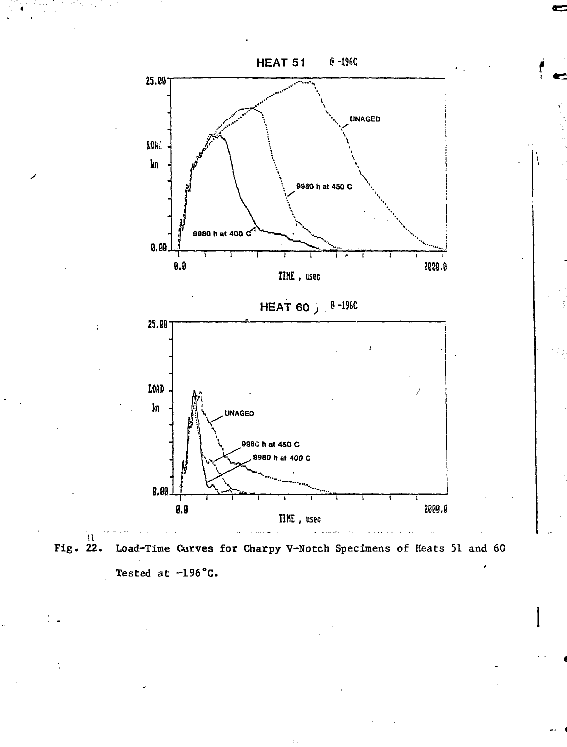Fig. 22. Load-Time Curves for Charpy V-Notch Specimens of Heats 51 and 60 Tested at −196°C.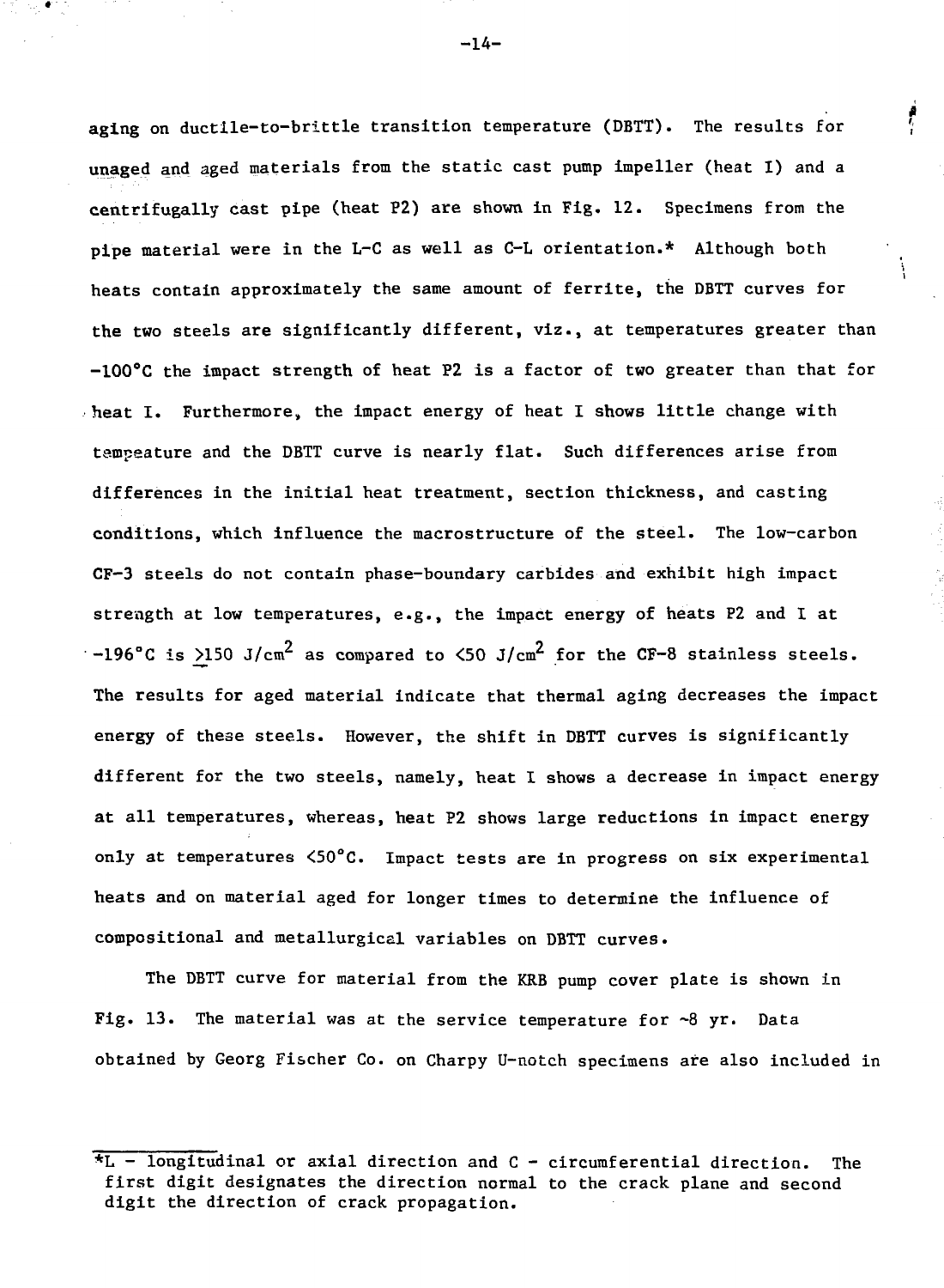aging on ductile-to-brittle transition temperature (DBTT). The results for unaged and aged materials from the static cast pump impeller (heat I) and a centrifugally cast pipe (heat P2) are shown in Fig. 12. Specimens from the pipe material were in the L-C as well as C-L orientation.* Although both heats contain approximately the same amount of ferrite, the DBTT curves for the two steels are significantly different, viz., at temperatures greater than -100°C the impact strength of heat P2 is a factor of two greater than that for heat I. Furthermore, the impact energy of heat I shows little change with tempeature and the DBTT curve is nearly flat. Such differences arise from differences in the initial heat treatment, section thickness, and casting conditions, which influence the macrostructure of the steel. The low-carbon CF-3 steels do not contain phase-boundary carbides and exhibit high impact strength at low temperatures, e.g., the impact energy of heats P2 and I at -196°C is $\geq$150 J/cm$^2$ as compared to <50 J/cm$^2$ for the CF-8 stainless steels. The results for aged material indicate that thermal aging decreases the impact energy of these steels. However, the shift in DBTT curves is significantly different for the two steels, namely, heat I shows a decrease in impact energy at all temperatures, whereas, heat P2 shows large reductions in impact energy only at temperatures <50°C. Impact tests are in progress on six experimental heats and on material aged for longer times to determine the influence of compositional and metallurgical variables on DBTT curves.

The DBTT curve for material from the KRB pump cover plate is shown in Fig. 13. The material was at the service temperature for ~8 yr. Data obtained by Georg Fischer Co. on Charpy U-notch specimens are also included in

*L - longitudinal or axial direction and C - circumferential direction. The first digit designates the direction normal to the crack plane and second digit the direction of crack propagation.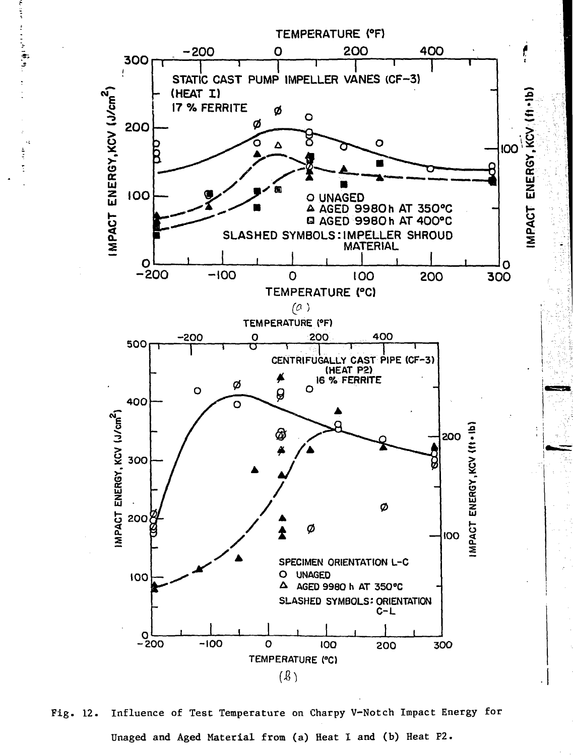Fig. 12. Influence of Test Temperature on Charpy V-Notch Impact Energy for Unaged and Aged Material from (a) Heat I and (b) Heat P2.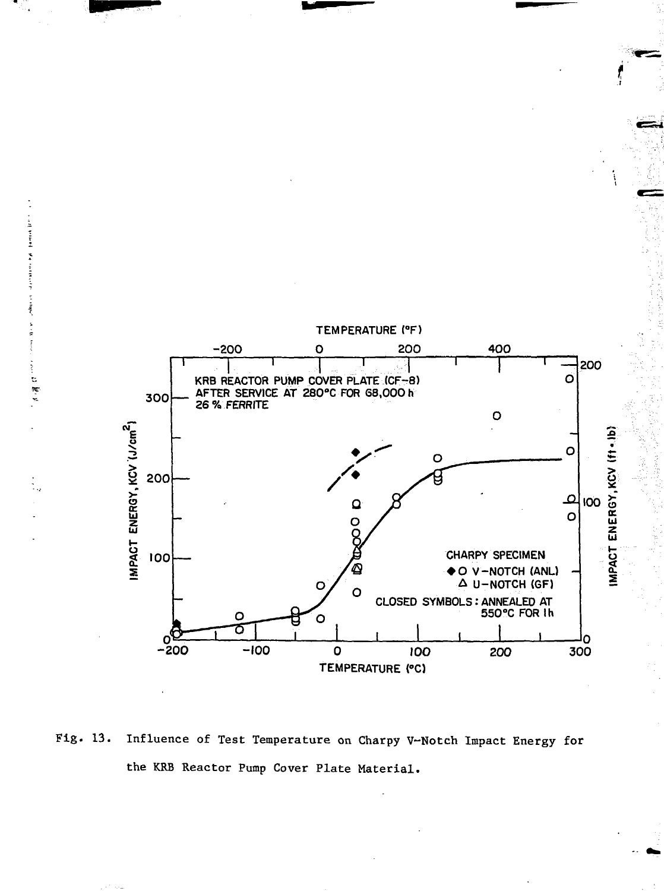Fig. 13. Influence of Test Temperature on Charpy V-Notch Impact Energy for the KRB Reactor Pump Cover Plate Material.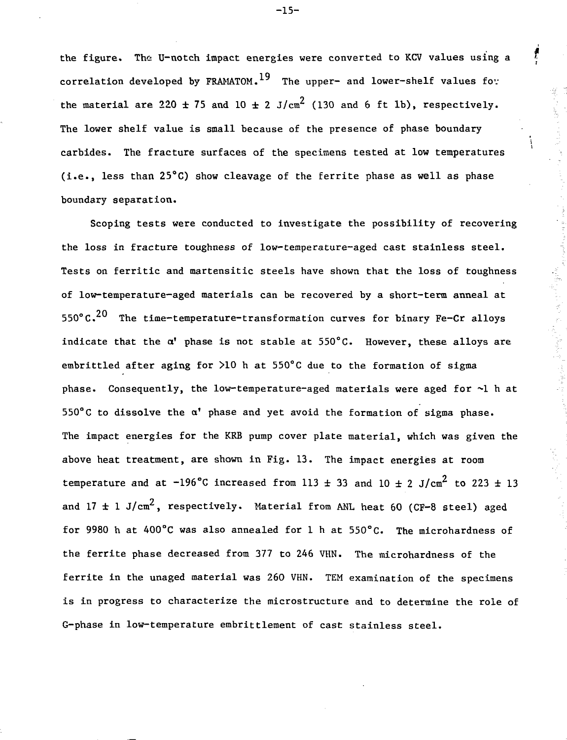the figure. The U-notch impact energies were converted to KCV values using a correlation developed by FRAMATOM.[19] The upper- and lower-shelf values for the material are 220 ± 75 and 10 ± 2 $J/cm^2$ (130 and 6 ft lb), respectively. The lower shelf value is small because of the presence of phase boundary carbides. The fracture surfaces of the specimens tested at low temperatures (i.e., less than 25°C) show cleavage of the ferrite phase as well as phase boundary separation.

Scoping tests were conducted to investigate the possibility of recovering the loss in fracture toughness of low-temperature-aged cast stainless steel. Tests on ferritic and martensitic steels have shown that the loss of toughness of low-temperature-aged materials can be recovered by a short-term anneal at 550°C.[20] The time-temperature-transformation curves for binary Fe-Cr alloys indicate that the $\alpha'$ phase is not stable at 550°C. However, these alloys are embrittled after aging for >10 h at 550°C due to the formation of sigma phase. Consequently, the low-temperature-aged materials were aged for ~1 h at 550°C to dissolve the $\alpha'$ phase and yet avoid the formation of sigma phase. The impact energies for the KRB pump cover plate material, which was given the above heat treatment, are shown in Fig. 13. The impact energies at room temperature and at −196°C increased from 113 ± 33 and 10 ± 2 $J/cm^2$ to 223 ± 13 and 17 ± 1 $J/cm^2$, respectively. Material from ANL heat 60 (CF-8 steel) aged for 9980 h at 400°C was also annealed for 1 h at 550°C. The microhardness of the ferrite phase decreased from 377 to 246 VHN. The microhardness of the ferrite in the unaged material was 260 VHN. TEM examination of the specimens is in progress to characterize the microstructure and to determine the role of G-phase in low-temperature embrittlement of cast stainless steel.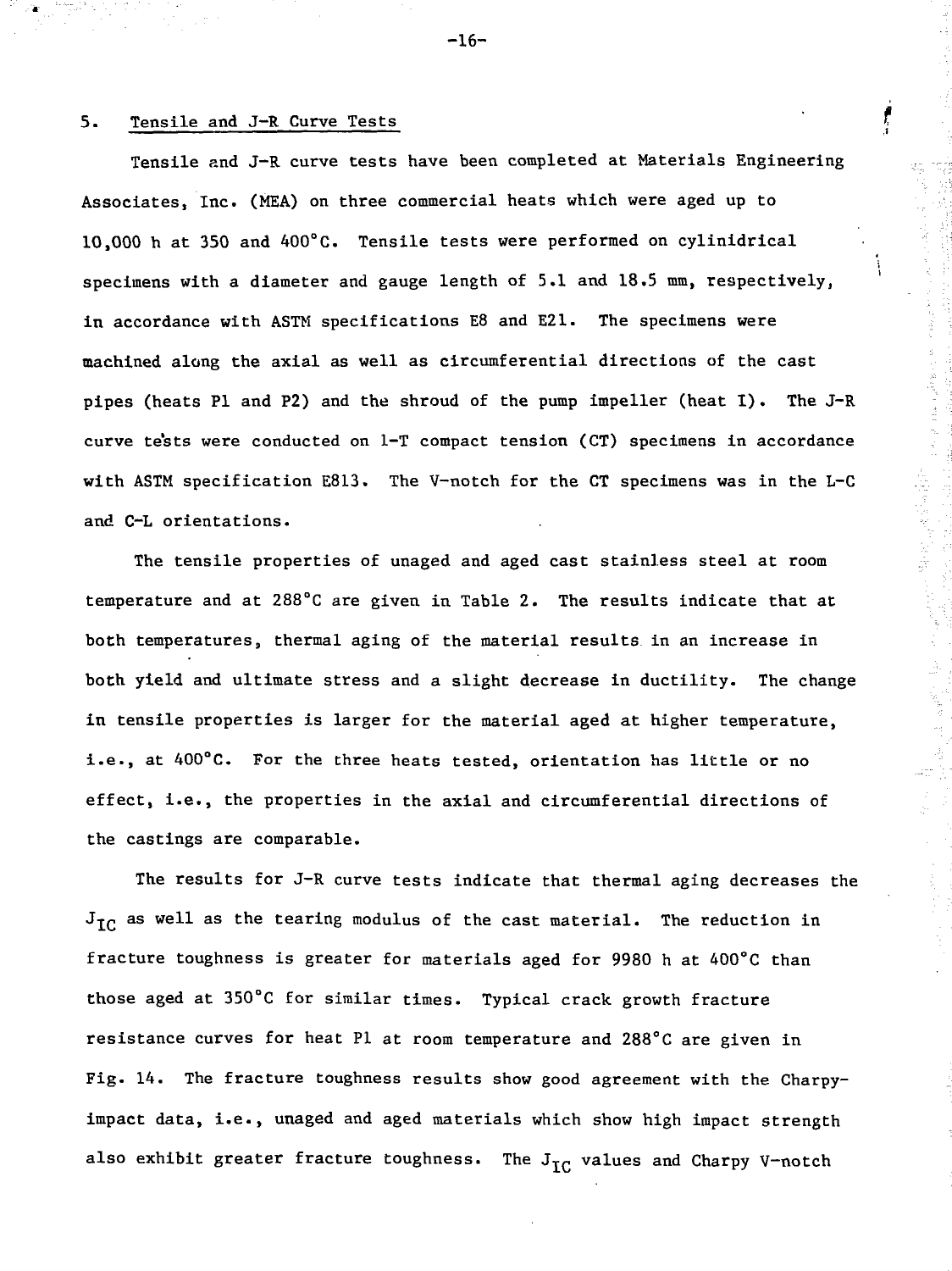## 5. Tensile and J-R Curve Tests

Tensile and J-R curve tests have been completed at Materials Engineering Associates, Inc. (MEA) on three commercial heats which were aged up to 10,000 h at 350 and 400°C. Tensile tests were performed on cylinidrical specimens with a diameter and gauge length of 5.1 and 18.5 mm, respectively, in accordance with ASTM specifications E8 and E21. The specimens were machined along the axial as well as circumferential directions of the cast pipes (heats P1 and P2) and the shroud of the pump impeller (heat I). The J-R curve tests were conducted on 1-T compact tension (CT) specimens in accordance with ASTM specification E813. The V-notch for the CT specimens was in the L-C and C-L orientations.

The tensile properties of unaged and aged cast stainless steel at room temperature and at 288°C are given in Table 2. The results indicate that at both temperatures, thermal aging of the material results in an increase in both yield and ultimate stress and a slight decrease in ductility. The change in tensile properties is larger for the material aged at higher temperature, i.e., at 400°C. For the three heats tested, orientation has little or no effect, i.e., the properties in the axial and circumferential directions of the castings are comparable.

The results for J-R curve tests indicate that thermal aging decreases the $J_{IC}$ as well as the tearing modulus of the cast material. The reduction in fracture toughness is greater for materials aged for 9980 h at 400°C than those aged at 350°C for similar times. Typical crack growth fracture resistance curves for heat P1 at room temperature and 288°C are given in Fig. 14. The fracture toughness results show good agreement with the Charpy-impact data, i.e., unaged and aged materials which show high impact strength also exhibit greater fracture toughness. The $J_{IC}$ values and Charpy V-notch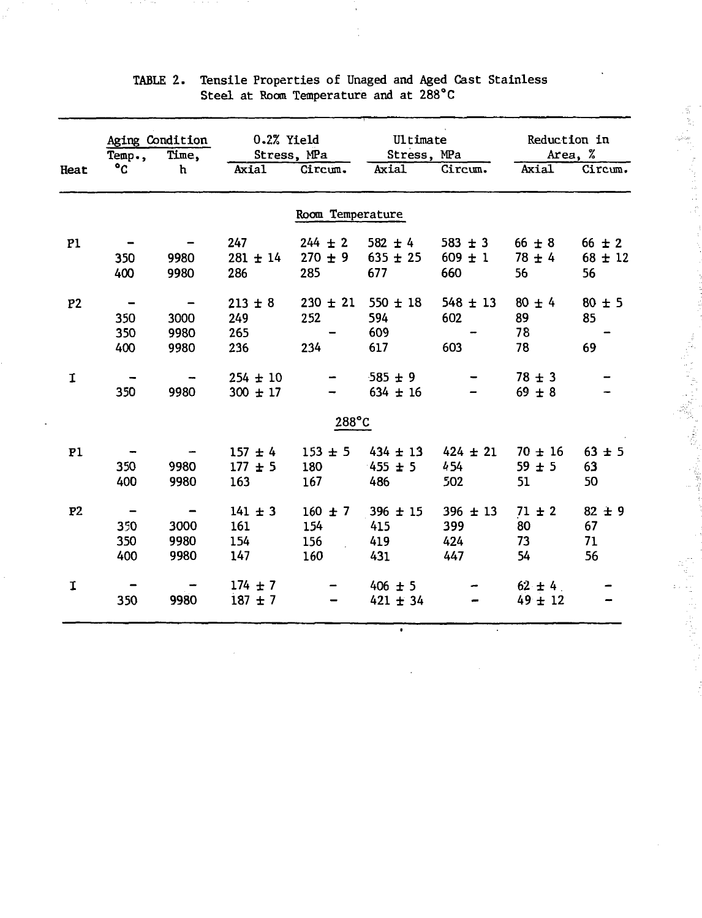TABLE 2. Tensile Properties of Unaged and Aged Cast Stainless Steel at Room Temperature and at 288°C

| Heat | Aging Condition | | 0.2% Yield Stress, MPa | | Ultimate Stress, MPa | | Reduction in Area, % | |
|---|---|---|---|---|---|---|---|---|
| | Temp., °C | Time, h | Axial | Circum. | Axial | Circum. | Axial | Circum. |
| **Room Temperature** | | | | | | | | |
| P1 | – | – | 247 | 244 ± 2 | 582 ± 4 | 583 ± 3 | 66 ± 8 | 66 ± 2 |
| | 350 | 9980 | 281 ± 14 | 270 ± 9 | 635 ± 25 | 609 ± 1 | 78 ± 4 | 68 ± 12 |
| | 400 | 9980 | 286 | 285 | 677 | 660 | 56 | 56 |
| P2 | – | – | 213 ± 8 | 230 ± 21 | 550 ± 18 | 548 ± 13 | 80 ± 4 | 80 ± 5 |
| | 350 | 3000 | 249 | 252 | 594 | 602 | 89 | 85 |
| | 350 | 9980 | 265 | – | 609 | – | 78 | – |
| | 400 | 9980 | 236 | 234 | 617 | 603 | 78 | 69 |
| I | – | – | 254 ± 10 | – | 585 ± 9 | – | 78 ± 3 | – |
| | 350 | 9980 | 300 ± 17 | – | 634 ± 16 | – | 69 ± 8 | – |
| **288°C** | | | | | | | | |
| P1 | – | – | 157 ± 4 | 153 ± 5 | 434 ± 13 | 424 ± 21 | 70 ± 16 | 63 ± 5 |
| | 350 | 9980 | 177 ± 5 | 180 | 455 ± 5 | 454 | 59 ± 5 | 63 |
| | 400 | 9980 | 163 | 167 | 486 | 502 | 51 | 50 |
| P2 | – | – | 141 ± 3 | 160 ± 7 | 396 ± 15 | 396 ± 13 | 71 ± 2 | 82 ± 9 |
| | 350 | 3000 | 161 | 154 | 415 | 399 | 80 | 67 |
| | 350 | 9980 | 154 | 156 | 419 | 424 | 73 | 71 |
| | 400 | 9980 | 147 | 160 | 431 | 447 | 54 | 56 |
| I | – | – | 174 ± 7 | – | 406 ± 5 | – | 62 ± 4 | – |
| | 350 | 9980 | 187 ± 7 | – | 421 ± 34 | – | 49 ± 12 | – |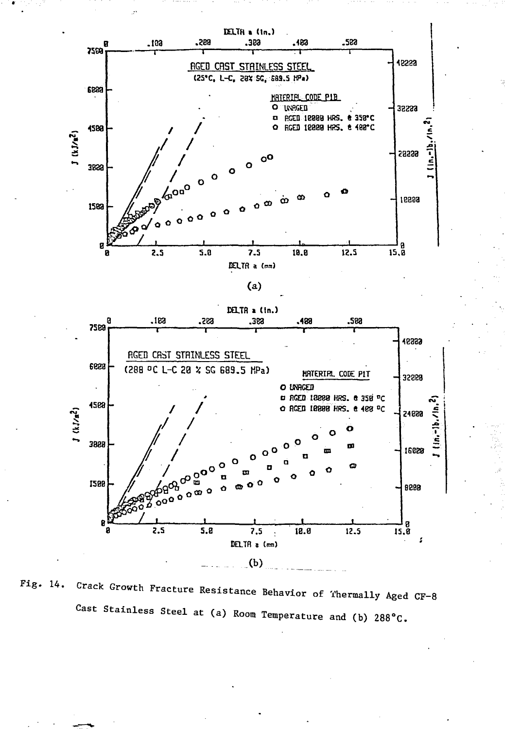(a)

(b)

Fig. 14. Crack Growth Fracture Resistance Behavior of Thermally Aged CF-8 Cast Stainless Steel at (a) Room Temperature and (b) 288°C.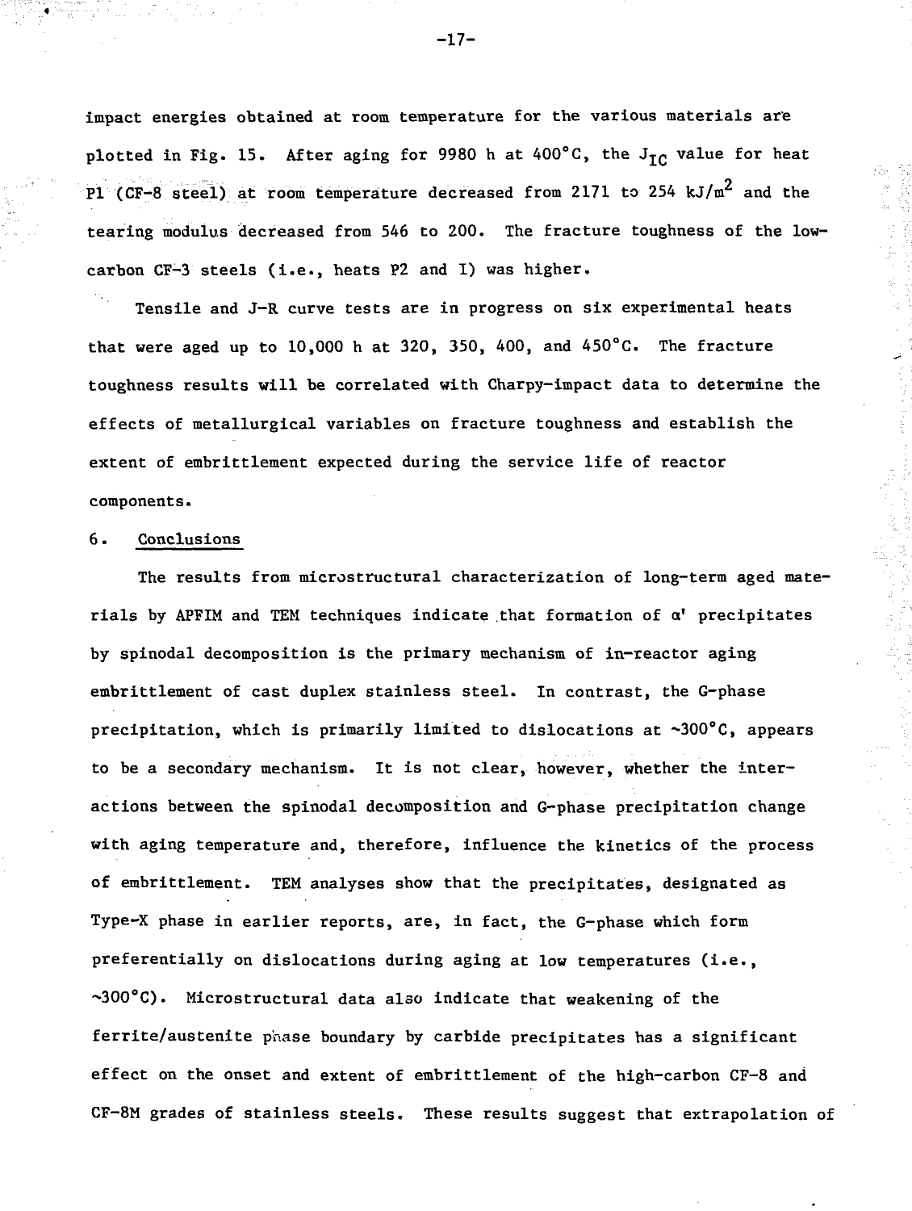impact energies obtained at room temperature for the various materials are plotted in Fig. 15. After aging for 9980 h at 400°C, the $J_{IC}$ value for heat P1 (CF-8 steel) at room temperature decreased from 2171 to 254 $kJ/m^2$ and the tearing modulus decreased from 546 to 200. The fracture toughness of the low-carbon CF-3 steels (i.e., heats P2 and I) was higher.

Tensile and J-R curve tests are in progress on six experimental heats that were aged up to 10,000 h at 320, 350, 400, and 450°C. The fracture toughness results will be correlated with Charpy-impact data to determine the effects of metallurgical variables on fracture toughness and establish the extent of embrittlement expected during the service life of reactor components.

## 6. Conclusions

The results from microstructural characterization of long-term aged materials by APFIM and TEM techniques indicate that formation of α' precipitates by spinodal decomposition is the primary mechanism of in-reactor aging embrittlement of cast duplex stainless steel. In contrast, the G-phase precipitation, which is primarily limited to dislocations at ~300°C, appears to be a secondary mechanism. It is not clear, however, whether the interactions between the spinodal decomposition and G-phase precipitation change with aging temperature and, therefore, influence the kinetics of the process of embrittlement. TEM analyses show that the precipitates, designated as Type-X phase in earlier reports, are, in fact, the G-phase which form preferentially on dislocations during aging at low temperatures (i.e., ~300°C). Microstructural data also indicate that weakening of the ferrite/austenite phase boundary by carbide precipitates has a significant effect on the onset and extent of embrittlement of the high-carbon CF-8 and CF-8M grades of stainless steels. These results suggest that extrapolation of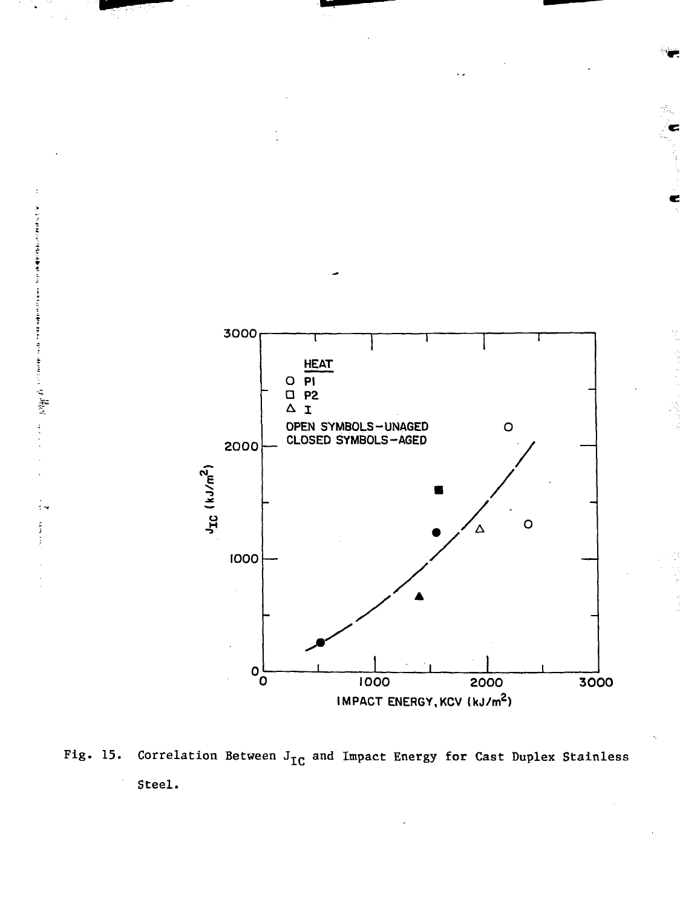Fig. 15. Correlation Between $J_{IC}$ and Impact Energy for Cast Duplex Stainless Steel.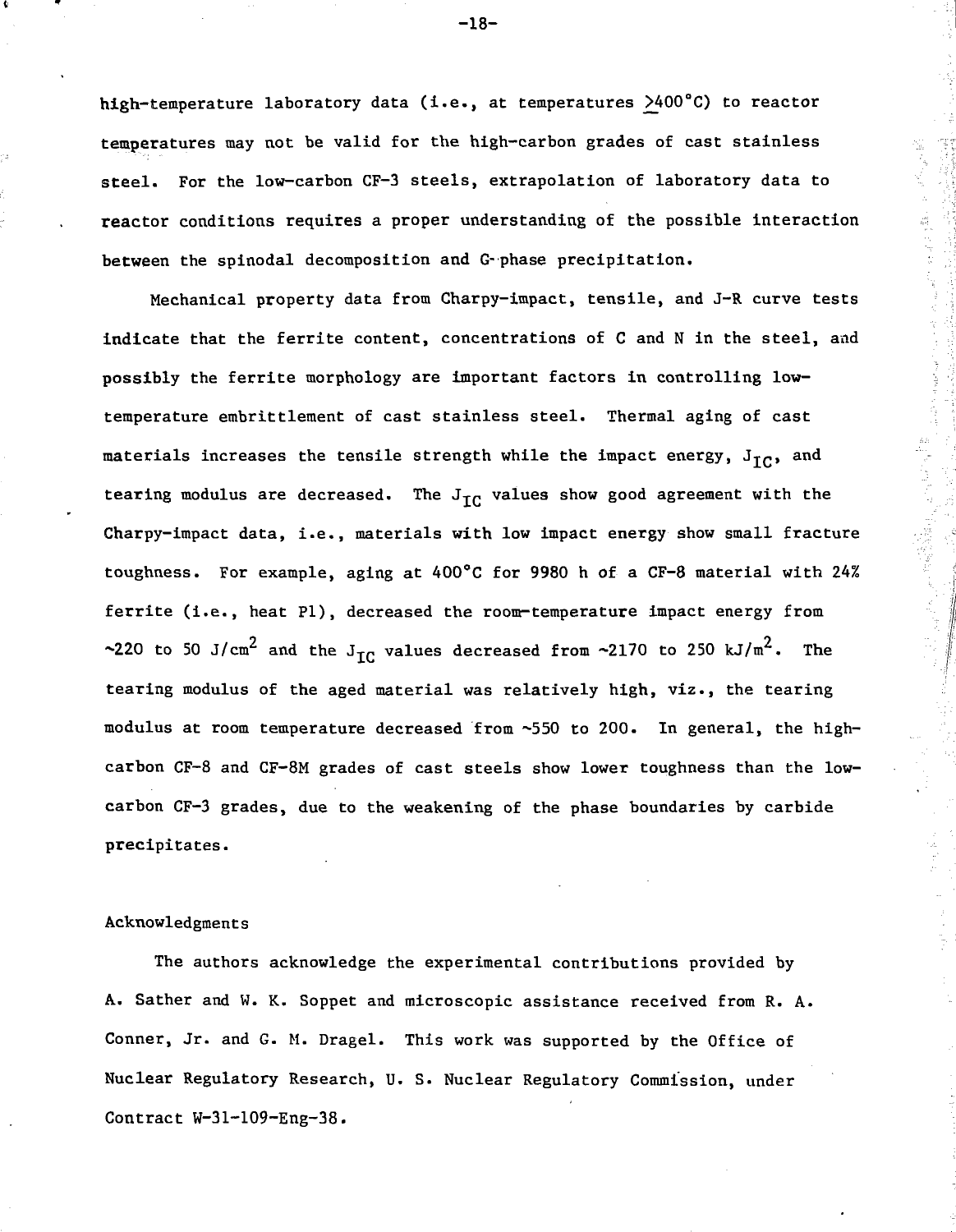high-temperature laboratory data (i.e., at temperatures $\geq$400°C) to reactor temperatures may not be valid for the high-carbon grades of cast stainless steel. For the low-carbon CF-3 steels, extrapolation of laboratory data to reactor conditions requires a proper understanding of the possible interaction between the spinodal decomposition and G-phase precipitation.

Mechanical property data from Charpy-impact, tensile, and J-R curve tests indicate that the ferrite content, concentrations of C and N in the steel, and possibly the ferrite morphology are important factors in controlling low-temperature embrittlement of cast stainless steel. Thermal aging of cast materials increases the tensile strength while the impact energy, $J_{IC}$, and tearing modulus are decreased. The $J_{IC}$ values show good agreement with the Charpy-impact data, i.e., materials with low impact energy show small fracture toughness. For example, aging at 400°C for 9980 h of a CF-8 material with 24% ferrite (i.e., heat P1), decreased the room-temperature impact energy from ~220 to 50 J/cm$^2$ and the $J_{IC}$ values decreased from ~2170 to 250 kJ/m$^2$. The tearing modulus of the aged material was relatively high, viz., the tearing modulus at room temperature decreased from ~550 to 200. In general, the high-carbon CF-8 and CF-8M grades of cast steels show lower toughness than the low-carbon CF-3 grades, due to the weakening of the phase boundaries by carbide precipitates.

## Acknowledgments

The authors acknowledge the experimental contributions provided by A. Sather and W. K. Soppet and microscopic assistance received from R. A. Conner, Jr. and G. M. Dragel. This work was supported by the Office of Nuclear Regulatory Research, U. S. Nuclear Regulatory Commission, under Contract W-31-109-Eng-38.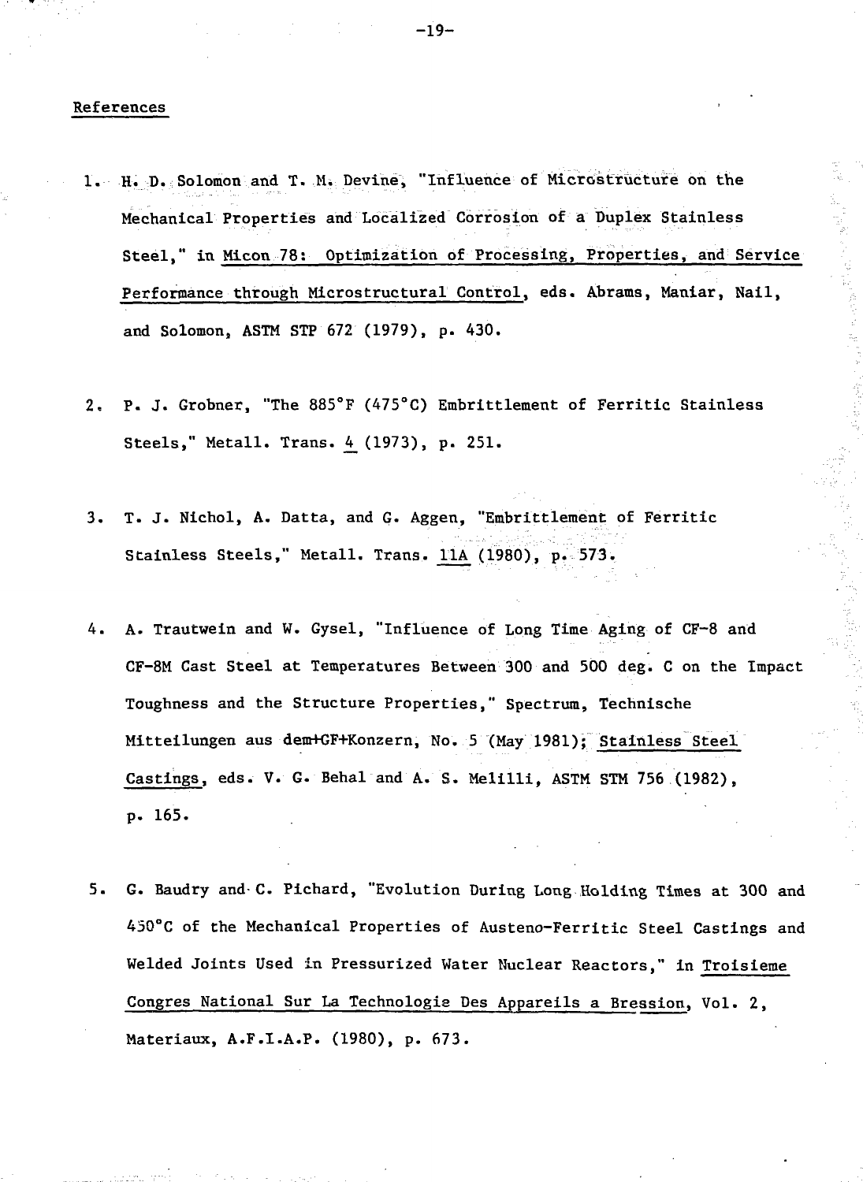## References

1. H. D. Solomon and T. M. Devine, "Influence of Microstructure on the Mechanical Properties and Localized Corrosion of a Duplex Stainless Steel," in Micon 78: Optimization of Processing, Properties, and Service Performance through Microstructural Control, eds. Abrams, Maniar, Nail, and Solomon, ASTM STP 672 (1979), p. 430.

2. P. J. Grobner, "The 885°F (475°C) Embrittlement of Ferritic Stainless Steels," Metall. Trans. 4 (1973), p. 251.

3. T. J. Nichol, A. Datta, and G. Aggen, "Embrittlement of Ferritic Stainless Steels," Metall. Trans. 11A (1980), p. 573.

4. A. Trautwein and W. Gysel, "Influence of Long Time Aging of CF-8 and CF-8M Cast Steel at Temperatures Between 300 and 500 deg. C on the Impact Toughness and the Structure Properties," Spectrum, Technische Mitteilungen aus dem+GF+Konzern, No. 5 (May 1981); Stainless Steel Castings, eds. V. G. Behal and A. S. Melilli, ASTM STM 756 (1982), p. 165.

5. G. Baudry and C. Pichard, "Evolution During Long Holding Times at 300 and 450°C of the Mechanical Properties of Austeno-Ferritic Steel Castings and Welded Joints Used in Pressurized Water Nuclear Reactors," in Troisieme Congres National Sur La Technologie Des Appareils a Bression, Vol. 2, Materiaux, A.F.I.A.P. (1980), p. 673.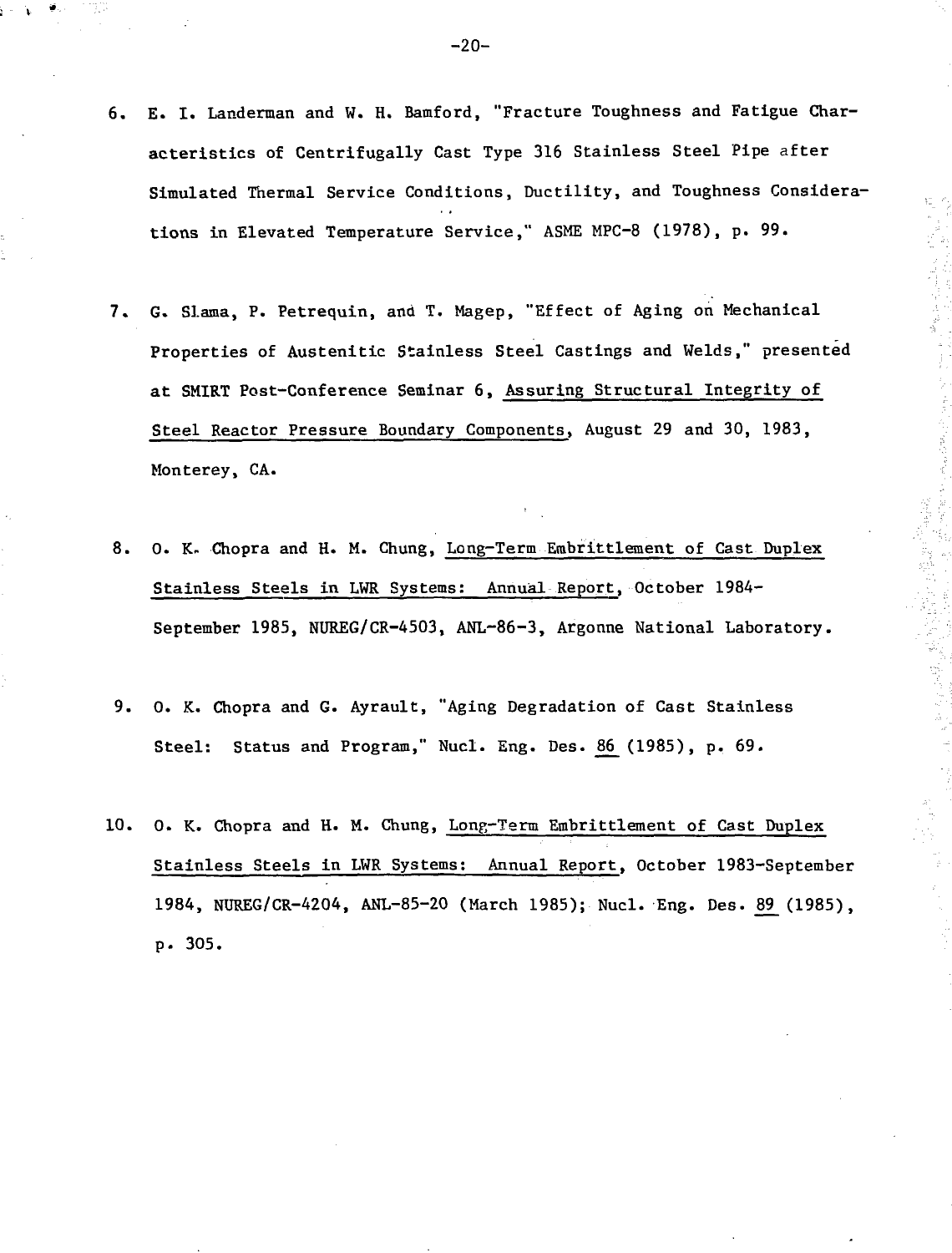6. E. I. Landerman and W. H. Bamford, "Fracture Toughness and Fatigue Characteristics of Centrifugally Cast Type 316 Stainless Steel Pipe after Simulated Thermal Service Conditions, Ductility, and Toughness Considerations in Elevated Temperature Service," ASME MPC-8 (1978), p. 99.

7. G. Slama, P. Petrequin, and T. Magep, "Effect of Aging on Mechanical Properties of Austenitic Stainless Steel Castings and Welds," presented at SMIRT Post-Conference Seminar 6, Assuring Structural Integrity of Steel Reactor Pressure Boundary Components, August 29 and 30, 1983, Monterey, CA.

8. O. K. Chopra and H. M. Chung, Long-Term Embrittlement of Cast Duplex Stainless Steels in LWR Systems: Annual Report, October 1984-September 1985, NUREG/CR-4503, ANL-86-3, Argonne National Laboratory.

9. O. K. Chopra and G. Ayrault, "Aging Degradation of Cast Stainless Steel: Status and Program," Nucl. Eng. Des. 86 (1985), p. 69.

10. O. K. Chopra and H. M. Chung, Long-Term Embrittlement of Cast Duplex Stainless Steels in LWR Systems: Annual Report, October 1983-September 1984, NUREG/CR-4204, ANL-85-20 (March 1985); Nucl. Eng. Des. 89 (1985), p. 305.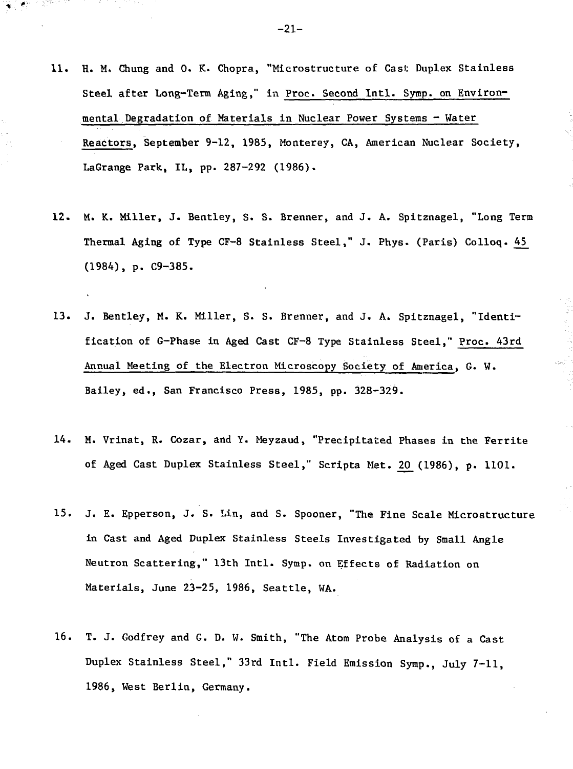11. H. M. Chung and O. K. Chopra, "Microstructure of Cast Duplex Stainless Steel after Long-Term Aging," in Proc. Second Intl. Symp. on Environmental Degradation of Materials in Nuclear Power Systems - Water Reactors, September 9-12, 1985, Monterey, CA, American Nuclear Society, LaGrange Park, IL, pp. 287-292 (1986).

12. M. K. Miller, J. Bentley, S. S. Brenner, and J. A. Spitznagel, "Long Term Thermal Aging of Type CF-8 Stainless Steel," J. Phys. (Paris) Colloq. 45 (1984), p. C9-385.

13. J. Bentley, M. K. Miller, S. S. Brenner, and J. A. Spitznagel, "Identification of G-Phase in Aged Cast CF-8 Type Stainless Steel," Proc. 43rd Annual Meeting of the Electron Microscopy Society of America, G. W. Bailey, ed., San Francisco Press, 1985, pp. 328-329.

14. M. Vrinat, R. Cozar, and Y. Meyzaud, "Precipitated Phases in the Ferrite of Aged Cast Duplex Stainless Steel," Scripta Met. 20 (1986), p. 1101.

15. J. E. Epperson, J. S. Lin, and S. Spooner, "The Fine Scale Microstructure in Cast and Aged Duplex Stainless Steels Investigated by Small Angle Neutron Scattering," 13th Intl. Symp. on Effects of Radiation on Materials, June 23-25, 1986, Seattle, WA.

16. T. J. Godfrey and G. D. W. Smith, "The Atom Probe Analysis of a Cast Duplex Stainless Steel," 33rd Intl. Field Emission Symp., July 7-11, 1986, West Berlin, Germany.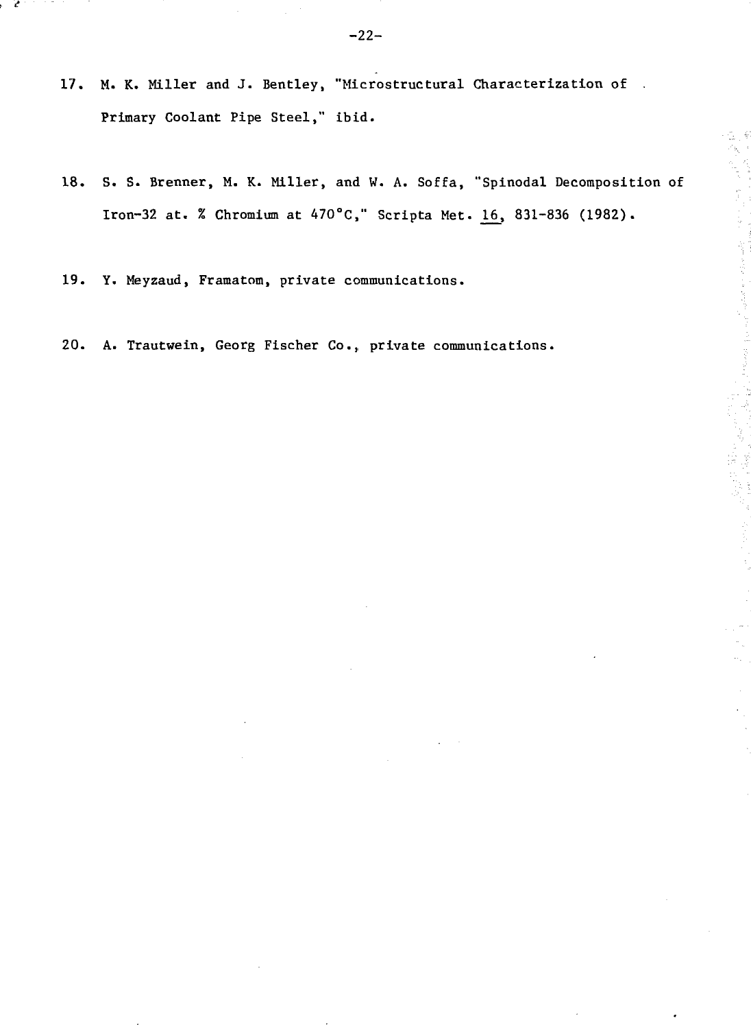17. M. K. Miller and J. Bentley, "Microstructural Characterization of Primary Coolant Pipe Steel," ibid.

18. S. S. Brenner, M. K. Miller, and W. A. Soffa, "Spinodal Decomposition of Iron-32 at. % Chromium at 470°C," Scripta Met. 16, 831-836 (1982).

19. Y. Meyzaud, Framatom, private communications.

20. A. Trautwein, Georg Fischer Co., private communications.